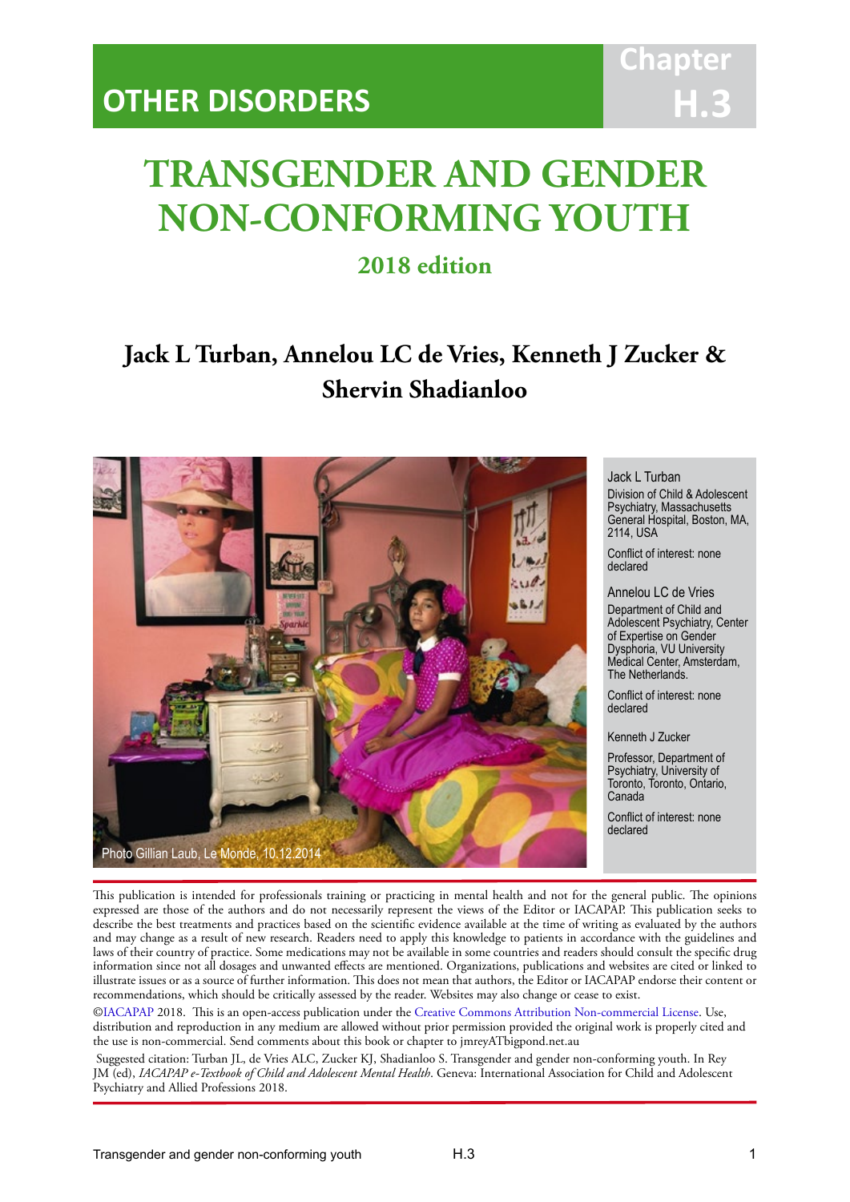OTHER DISORDERS

Chapter H.3

# TRANSGENDER AND GENDER NON-CONFORMING YOUTH

## 2018 edition

### Jack L Turban, Annelou LC de Vries, Kenneth J Zucker & Shervin Shadianloo

Photo Gillian Laub, Le Monde, 10.12.2014

Jack L Turban
Division of Child & Adolescent Psychiatry, Massachusetts General Hospital, Boston, MA, 2114, USA

Conflict of interest: none declared

Annelou LC de Vries
Department of Child and Adolescent Psychiatry, Center of Expertise on Gender Dysphoria, VU University Medical Center, Amsterdam, The Netherlands.

Conflict of interest: none declared

Kenneth J Zucker

Professor, Department of Psychiatry, University of Toronto, Toronto, Ontario, Canada

Conflict of interest: none declared

This publication is intended for professionals training or practicing in mental health and not for the general public. The opinions expressed are those of the authors and do not necessarily represent the views of the Editor or IACAPAP. This publication seeks to describe the best treatments and practices based on the scientific evidence available at the time of writing as evaluated by the authors and may change as a result of new research. Readers need to apply this knowledge to patients in accordance with the guidelines and laws of their country of practice. Some medications may not be available in some countries and readers should consult the specific drug information since not all dosages and unwanted effects are mentioned. Organizations, publications and websites are cited or linked to illustrate issues or as a source of further information. This does not mean that authors, the Editor or IACAPAP endorse their content or recommendations, which should be critically assessed by the reader. Websites may also change or cease to exist.

©IACAPAP 2018. This is an open-access publication under the Creative Commons Attribution Non-commercial License. Use, distribution and reproduction in any medium are allowed without prior permission provided the original work is properly cited and the use is non-commercial. Send comments about this book or chapter to jmreyATbigpond.net.au

Suggested citation: Turban JL, de Vries ALC, Zucker KJ, Shadianloo S. Transgender and gender non-conforming youth. In Rey JM (ed), *IACAPAP e-Textbook of Child and Adolescent Mental Health*. Geneva: International Association for Child and Adolescent Psychiatry and Allied Professions 2018.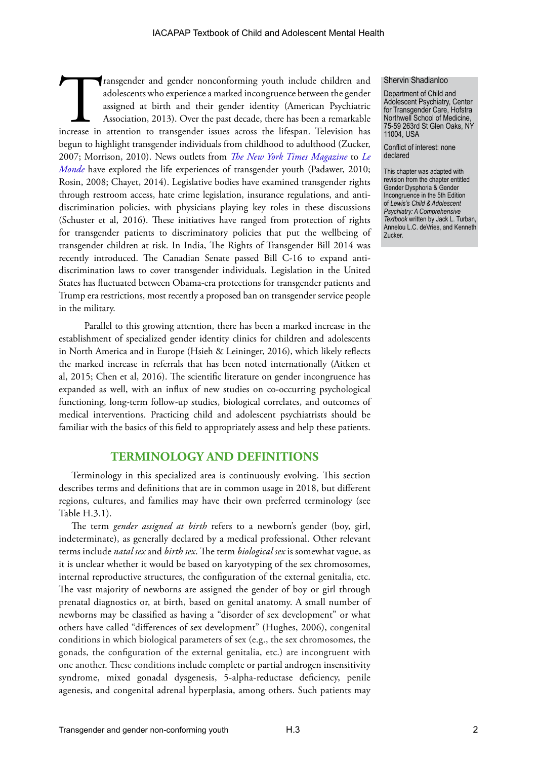Transgender and gender nonconforming youth include children and adolescents who experience a marked incongruence between the gender assigned at birth and their gender identity (American Psychiatric Association, 2013). Over the past decade, there has been a remarkable increase in attention to transgender issues across the lifespan. Television has begun to highlight transgender individuals from childhood to adulthood (Zucker, 2007; Morrison, 2010). News outlets from *The New York Times Magazine* to *Le Monde* have explored the life experiences of transgender youth (Padawer, 2010; Rosin, 2008; Chayet, 2014). Legislative bodies have examined transgender rights through restroom access, hate crime legislation, insurance regulations, and anti-discrimination policies, with physicians playing key roles in these discussions (Schuster et al, 2016). These initiatives have ranged from protection of rights for transgender patients to discriminatory policies that put the wellbeing of transgender children at risk. In India, The Rights of Transgender Bill 2014 was recently introduced. The Canadian Senate passed Bill C-16 to expand anti-discrimination laws to cover transgender individuals. Legislation in the United States has fluctuated between Obama-era protections for transgender patients and Trump era restrictions, most recently a proposed ban on transgender service people in the military.

Shervin Shadianloo

Department of Child and Adolescent Psychiatry, Center for Transgender Care, Hofstra Northwell School of Medicine, 75-59 263rd St Glen Oaks, NY 11004, USA

Conflict of interest: none declared

This chapter was adapted with revision from the chapter entitled Gender Dysphoria & Gender Incongruence in the 5th Edition of *Lewis's Child & Adolescent Psychiatry: A Comprehensive Textbook* written by Jack L. Turban, Annelou L.C. deVries, and Kenneth Zucker.

Parallel to this growing attention, there has been a marked increase in the establishment of specialized gender identity clinics for children and adolescents in North America and in Europe (Hsieh & Leininger, 2016), which likely reflects the marked increase in referrals that has been noted internationally (Aitken et al, 2015; Chen et al, 2016). The scientific literature on gender incongruence has expanded as well, with an influx of new studies on co-occurring psychological functioning, long-term follow-up studies, biological correlates, and outcomes of medical interventions. Practicing child and adolescent psychiatrists should be familiar with the basics of this field to appropriately assess and help these patients.

## TERMINOLOGY AND DEFINITIONS

Terminology in this specialized area is continuously evolving. This section describes terms and definitions that are in common usage in 2018, but different regions, cultures, and families may have their own preferred terminology (see Table H.3.1).

The term *gender assigned at birth* refers to a newborn's gender (boy, girl, indeterminate), as generally declared by a medical professional. Other relevant terms include *natal sex* and *birth sex*. The term *biological sex* is somewhat vague, as it is unclear whether it would be based on karyotyping of the sex chromosomes, internal reproductive structures, the configuration of the external genitalia, etc. The vast majority of newborns are assigned the gender of boy or girl through prenatal diagnostics or, at birth, based on genital anatomy. A small number of newborns may be classified as having a "disorder of sex development" or what others have called "differences of sex development" (Hughes, 2006), congenital conditions in which biological parameters of sex (e.g., the sex chromosomes, the gonads, the configuration of the external genitalia, etc.) are incongruent with one another. These conditions include complete or partial androgen insensitivity syndrome, mixed gonadal dysgenesis, 5-alpha-reductase deficiency, penile agenesis, and congenital adrenal hyperplasia, among others. Such patients may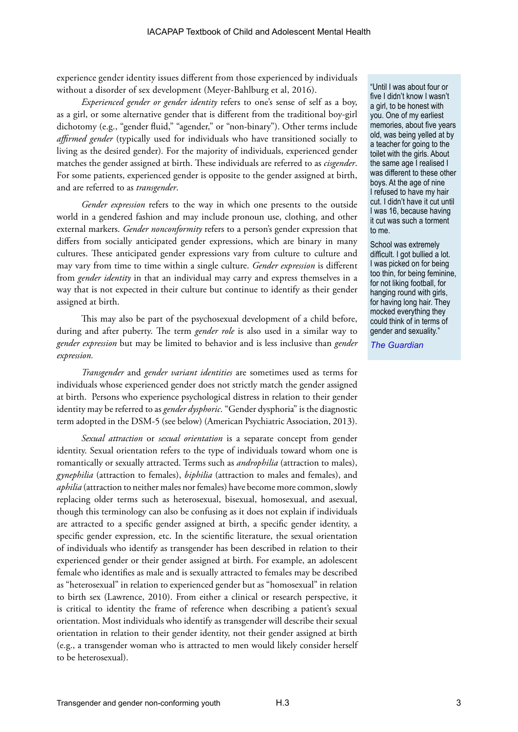experience gender identity issues different from those experienced by individuals without a disorder of sex development (Meyer-Bahlburg et al, 2016).

*Experienced gender or gender identity* refers to one's sense of self as a boy, as a girl, or some alternative gender that is different from the traditional boy-girl dichotomy (e.g., "gender fluid," "agender," or "non-binary"). Other terms include *affirmed gender* (typically used for individuals who have transitioned socially to living as the desired gender). For the majority of individuals, experienced gender matches the gender assigned at birth. These individuals are referred to as *cisgender*. For some patients, experienced gender is opposite to the gender assigned at birth, and are referred to as *transgender*.

*Gender expression* refers to the way in which one presents to the outside world in a gendered fashion and may include pronoun use, clothing, and other external markers. *Gender nonconformity* refers to a person's gender expression that differs from socially anticipated gender expressions, which are binary in many cultures. These anticipated gender expressions vary from culture to culture and may vary from time to time within a single culture. *Gender expression* is different from *gender identity* in that an individual may carry and express themselves in a way that is not expected in their culture but continue to identify as their gender assigned at birth.

This may also be part of the psychosexual development of a child before, during and after puberty. The term *gender role* is also used in a similar way to *gender expression* but may be limited to behavior and is less inclusive than *gender expression*.

*Transgender* and *gender variant identities* are sometimes used as terms for individuals whose experienced gender does not strictly match the gender assigned at birth. Persons who experience psychological distress in relation to their gender identity may be referred to as *gender dysphoric*. "Gender dysphoria" is the diagnostic term adopted in the DSM-5 (see below) (American Psychiatric Association, 2013).

*Sexual attraction* or *sexual orientation* is a separate concept from gender identity. Sexual orientation refers to the type of individuals toward whom one is romantically or sexually attracted. Terms such as *androphilia* (attraction to males), *gynephilia* (attraction to females), *biphilia* (attraction to males and females), and *aphilia* (attraction to neither males nor females) have become more common, slowly replacing older terms such as heterosexual, bisexual, homosexual, and asexual, though this terminology can also be confusing as it does not explain if individuals are attracted to a specific gender assigned at birth, a specific gender identity, a specific gender expression, etc. In the scientific literature, the sexual orientation of individuals who identify as transgender has been described in relation to their experienced gender or their gender assigned at birth. For example, an adolescent female who identifies as male and is sexually attracted to females may be described as "heterosexual" in relation to experienced gender but as "homosexual" in relation to birth sex (Lawrence, 2010). From either a clinical or research perspective, it is critical to identity the frame of reference when describing a patient's sexual orientation. Most individuals who identify as transgender will describe their sexual orientation in relation to their gender identity, not their gender assigned at birth (e.g., a transgender woman who is attracted to men would likely consider herself to be heterosexual).

> "Until I was about four or five I didn't know I wasn't a girl, to be honest with you. One of my earliest memories, about five years old, was being yelled at by a teacher for going to the toilet with the girls. About the same age I realised I was different to these other boys. At the age of nine I refused to have my hair cut. I didn't have it cut until I was 16, because having it cut was such a torment to me.
>
> School was extremely difficult. I got bullied a lot. I was picked on for being too thin, for being feminine, for not liking football, for hanging round with girls, for having long hair. They mocked everything they could think of in terms of gender and sexuality."
>
> *The Guardian*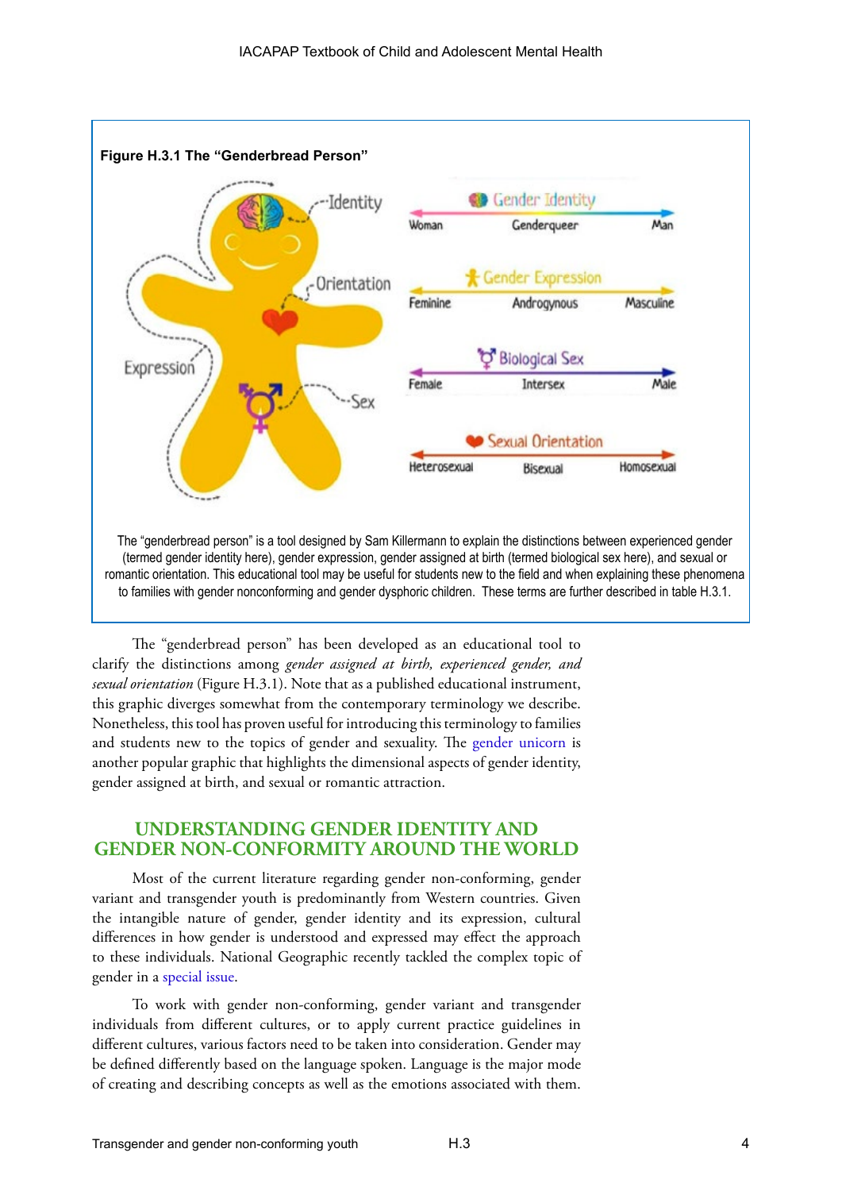**Figure H.3.1 The "Genderbread Person"**

The "genderbread person" is a tool designed by Sam Killermann to explain the distinctions between experienced gender (termed gender identity here), gender expression, gender assigned at birth (termed biological sex here), and sexual or romantic orientation. This educational tool may be useful for students new to the field and when explaining these phenomena to families with gender nonconforming and gender dysphoric children. These terms are further described in table H.3.1.

The "genderbread person" has been developed as an educational tool to clarify the distinctions among *gender assigned at birth, experienced gender, and sexual orientation* (Figure H.3.1). Note that as a published educational instrument, this graphic diverges somewhat from the contemporary terminology we describe. Nonetheless, this tool has proven useful for introducing this terminology to families and students new to the topics of gender and sexuality. The gender unicorn is another popular graphic that highlights the dimensional aspects of gender identity, gender assigned at birth, and sexual or romantic attraction.

## UNDERSTANDING GENDER IDENTITY AND GENDER NON-CONFORMITY AROUND THE WORLD

Most of the current literature regarding gender non-conforming, gender variant and transgender youth is predominantly from Western countries. Given the intangible nature of gender, gender identity and its expression, cultural differences in how gender is understood and expressed may effect the approach to these individuals. National Geographic recently tackled the complex topic of gender in a special issue.

To work with gender non-conforming, gender variant and transgender individuals from different cultures, or to apply current practice guidelines in different cultures, various factors need to be taken into consideration. Gender may be defined differently based on the language spoken. Language is the major mode of creating and describing concepts as well as the emotions associated with them.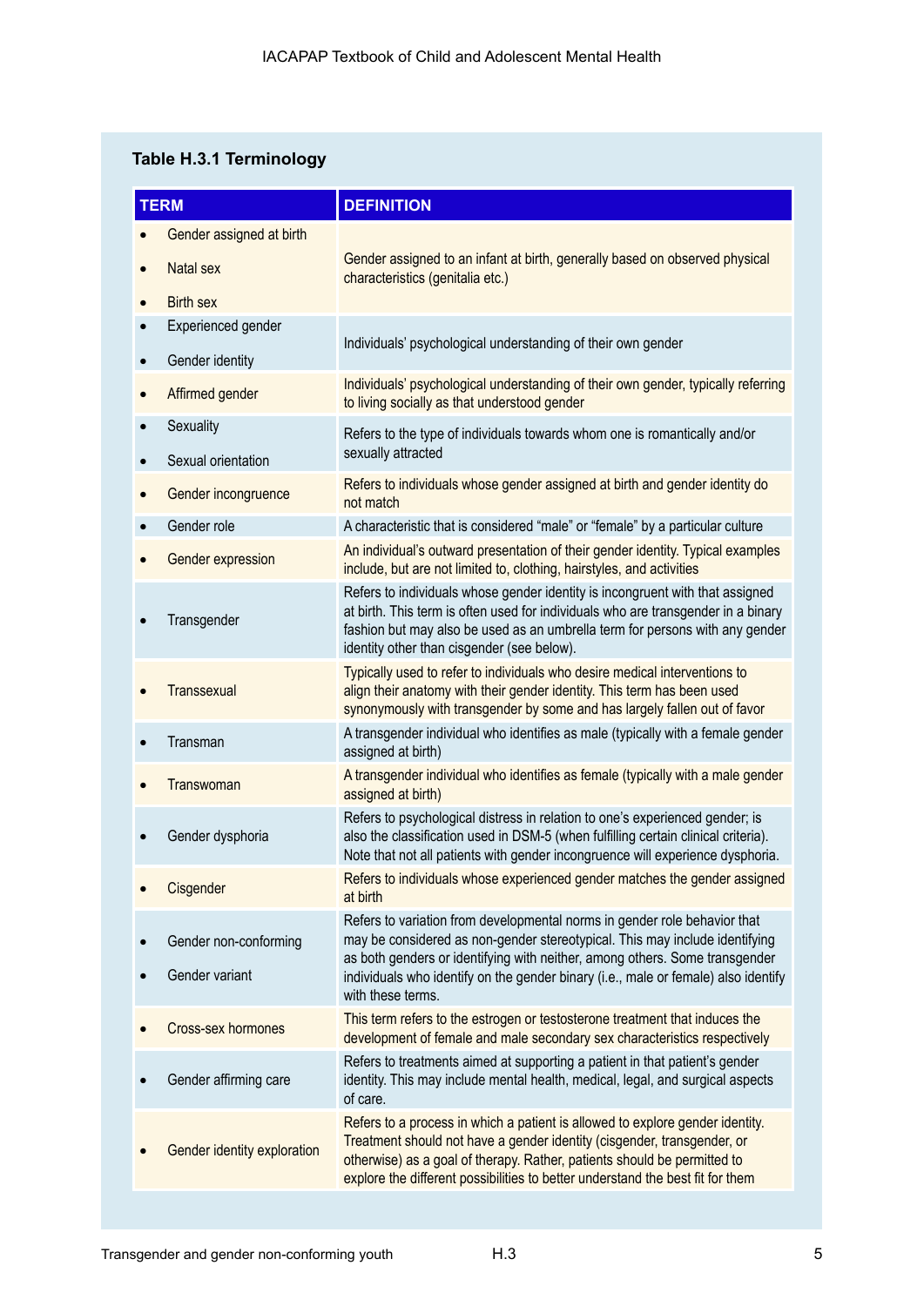**Table H.3.1 Terminology**

| TERM | DEFINITION |
|---|---|
| • Gender assigned at birth<br>• Natal sex<br>• Birth sex | Gender assigned to an infant at birth, generally based on observed physical characteristics (genitalia etc.) |
| • Experienced gender<br>• Gender identity | Individuals' psychological understanding of their own gender |
| • Affirmed gender | Individuals' psychological understanding of their own gender, typically referring to living socially as that understood gender |
| • Sexuality<br>• Sexual orientation | Refers to the type of individuals towards whom one is romantically and/or sexually attracted |
| • Gender incongruence | Refers to individuals whose gender assigned at birth and gender identity do not match |
| • Gender role | A characteristic that is considered "male" or "female" by a particular culture |
| • Gender expression | An individual's outward presentation of their gender identity. Typical examples include, but are not limited to, clothing, hairstyles, and activities |
| • Transgender | Refers to individuals whose gender identity is incongruent with that assigned at birth. This term is often used for individuals who are transgender in a binary fashion but may also be used as an umbrella term for persons with any gender identity other than cisgender (see below). |
| • Transsexual | Typically used to refer to individuals who desire medical interventions to align their anatomy with their gender identity. This term has been used synonymously with transgender by some and has largely fallen out of favor |
| • Transman | A transgender individual who identifies as male (typically with a female gender assigned at birth) |
| • Transwoman | A transgender individual who identifies as female (typically with a male gender assigned at birth) |
| • Gender dysphoria | Refers to psychological distress in relation to one's experienced gender; is also the classification used in DSM-5 (when fulfilling certain clinical criteria). Note that not all patients with gender incongruence will experience dysphoria. |
| • Cisgender | Refers to individuals whose experienced gender matches the gender assigned at birth |
| • Gender non-conforming<br>• Gender variant | Refers to variation from developmental norms in gender role behavior that may be considered as non-gender stereotypical. This may include identifying as both genders or identifying with neither, among others. Some transgender individuals who identify on the gender binary (i.e., male or female) also identify with these terms. |
| • Cross-sex hormones | This term refers to the estrogen or testosterone treatment that induces the development of female and male secondary sex characteristics respectively |
| • Gender affirming care | Refers to treatments aimed at supporting a patient in that patient's gender identity. This may include mental health, medical, legal, and surgical aspects of care. |
| • Gender identity exploration | Refers to a process in which a patient is allowed to explore gender identity. Treatment should not have a gender identity (cisgender, transgender, or otherwise) as a goal of therapy. Rather, patients should be permitted to explore the different possibilities to better understand the best fit for them |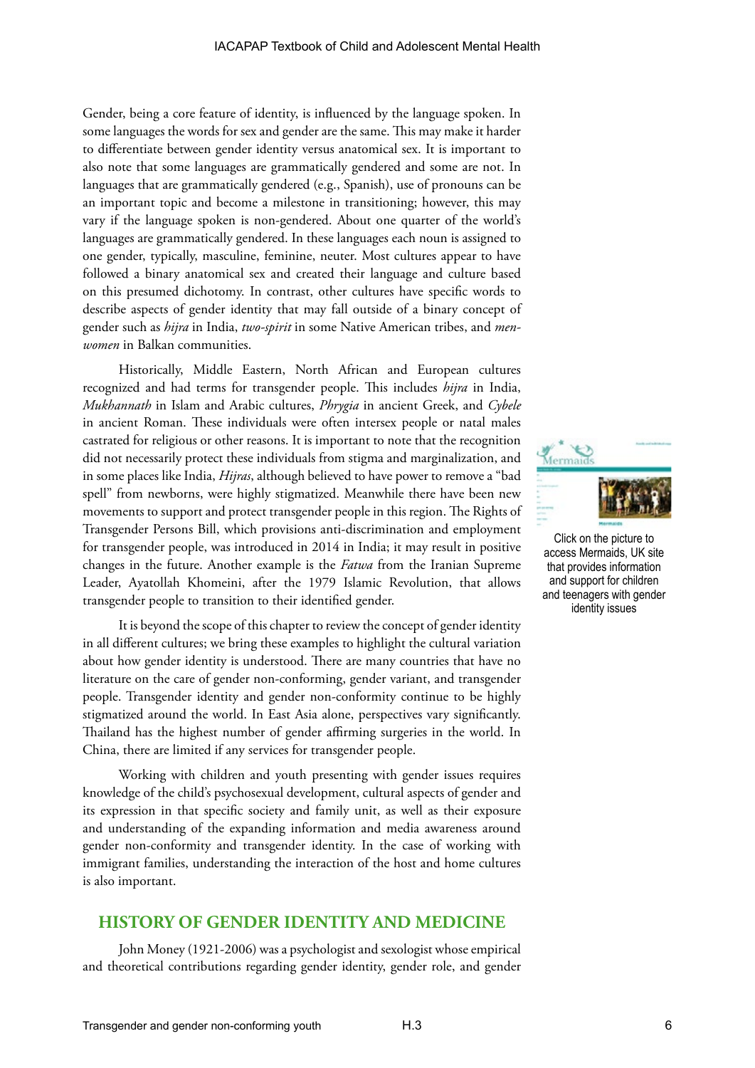Gender, being a core feature of identity, is influenced by the language spoken. In some languages the words for sex and gender are the same. This may make it harder to differentiate between gender identity versus anatomical sex. It is important to also note that some languages are grammatically gendered and some are not. In languages that are grammatically gendered (e.g., Spanish), use of pronouns can be an important topic and become a milestone in transitioning; however, this may vary if the language spoken is non-gendered. About one quarter of the world's languages are grammatically gendered. In these languages each noun is assigned to one gender, typically, masculine, feminine, neuter. Most cultures appear to have followed a binary anatomical sex and created their language and culture based on this presumed dichotomy. In contrast, other cultures have specific words to describe aspects of gender identity that may fall outside of a binary concept of gender such as *hijra* in India, *two-spirit* in some Native American tribes, and *men-women* in Balkan communities.

Historically, Middle Eastern, North African and European cultures recognized and had terms for transgender people. This includes *hijra* in India, *Mukhannath* in Islam and Arabic cultures, *Phrygia* in ancient Greek, and *Cybele* in ancient Roman. These individuals were often intersex people or natal males castrated for religious or other reasons. It is important to note that the recognition did not necessarily protect these individuals from stigma and marginalization, and in some places like India, *Hijras*, although believed to have power to remove a "bad spell" from newborns, were highly stigmatized. Meanwhile there have been new movements to support and protect transgender people in this region. The Rights of Transgender Persons Bill, which provisions anti-discrimination and employment for transgender people, was introduced in 2014 in India; it may result in positive changes in the future. Another example is the *Fatwa* from the Iranian Supreme Leader, Ayatollah Khomeini, after the 1979 Islamic Revolution, that allows transgender people to transition to their identified gender.

Click on the picture to access Mermaids, UK site that provides information and support for children and teenagers with gender identity issues

It is beyond the scope of this chapter to review the concept of gender identity in all different cultures; we bring these examples to highlight the cultural variation about how gender identity is understood. There are many countries that have no literature on the care of gender non-conforming, gender variant, and transgender people. Transgender identity and gender non-conformity continue to be highly stigmatized around the world. In East Asia alone, perspectives vary significantly. Thailand has the highest number of gender affirming surgeries in the world. In China, there are limited if any services for transgender people.

Working with children and youth presenting with gender issues requires knowledge of the child's psychosexual development, cultural aspects of gender and its expression in that specific society and family unit, as well as their exposure and understanding of the expanding information and media awareness around gender non-conformity and transgender identity. In the case of working with immigrant families, understanding the interaction of the host and home cultures is also important.

## HISTORY OF GENDER IDENTITY AND MEDICINE

John Money (1921-2006) was a psychologist and sexologist whose empirical and theoretical contributions regarding gender identity, gender role, and gender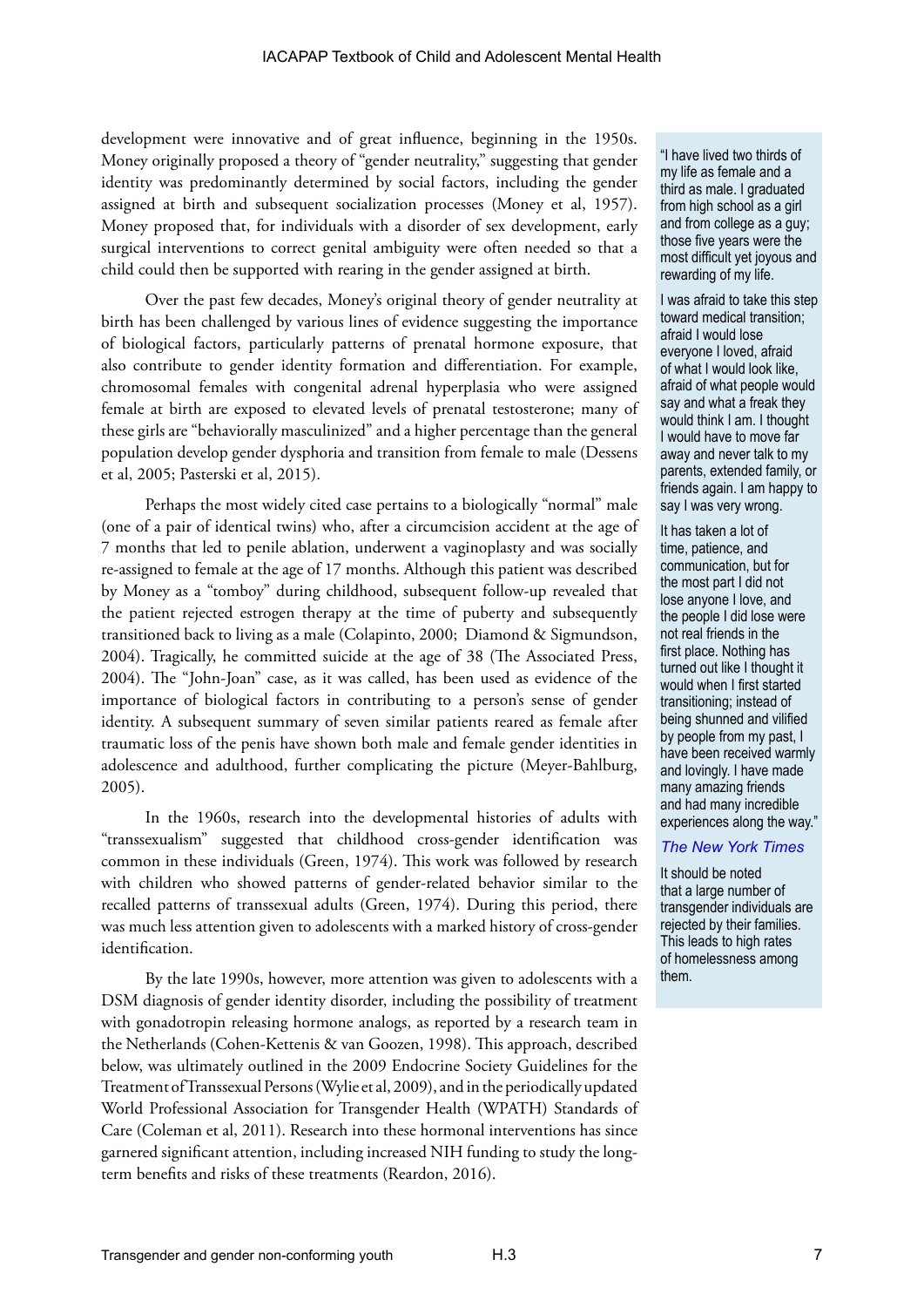development were innovative and of great influence, beginning in the 1950s. Money originally proposed a theory of "gender neutrality," suggesting that gender identity was predominantly determined by social factors, including the gender assigned at birth and subsequent socialization processes (Money et al, 1957). Money proposed that, for individuals with a disorder of sex development, early surgical interventions to correct genital ambiguity were often needed so that a child could then be supported with rearing in the gender assigned at birth.

Over the past few decades, Money's original theory of gender neutrality at birth has been challenged by various lines of evidence suggesting the importance of biological factors, particularly patterns of prenatal hormone exposure, that also contribute to gender identity formation and differentiation. For example, chromosomal females with congenital adrenal hyperplasia who were assigned female at birth are exposed to elevated levels of prenatal testosterone; many of these girls are "behaviorally masculinized" and a higher percentage than the general population develop gender dysphoria and transition from female to male (Dessens et al, 2005; Pasterski et al, 2015).

Perhaps the most widely cited case pertains to a biologically "normal" male (one of a pair of identical twins) who, after a circumcision accident at the age of 7 months that led to penile ablation, underwent a vaginoplasty and was socially re-assigned to female at the age of 17 months. Although this patient was described by Money as a "tomboy" during childhood, subsequent follow-up revealed that the patient rejected estrogen therapy at the time of puberty and subsequently transitioned back to living as a male (Colapinto, 2000; Diamond & Sigmundson, 2004). Tragically, he committed suicide at the age of 38 (The Associated Press, 2004). The "John-Joan" case, as it was called, has been used as evidence of the importance of biological factors in contributing to a person's sense of gender identity. A subsequent summary of seven similar patients reared as female after traumatic loss of the penis have shown both male and female gender identities in adolescence and adulthood, further complicating the picture (Meyer-Bahlburg, 2005).

In the 1960s, research into the developmental histories of adults with "transsexualism" suggested that childhood cross-gender identification was common in these individuals (Green, 1974). This work was followed by research with children who showed patterns of gender-related behavior similar to the recalled patterns of transsexual adults (Green, 1974). During this period, there was much less attention given to adolescents with a marked history of cross-gender identification.

By the late 1990s, however, more attention was given to adolescents with a DSM diagnosis of gender identity disorder, including the possibility of treatment with gonadotropin releasing hormone analogs, as reported by a research team in the Netherlands (Cohen-Kettenis & van Goozen, 1998). This approach, described below, was ultimately outlined in the 2009 Endocrine Society Guidelines for the Treatment of Transsexual Persons (Wylie et al, 2009), and in the periodically updated World Professional Association for Transgender Health (WPATH) Standards of Care (Coleman et al, 2011). Research into these hormonal interventions has since garnered significant attention, including increased NIH funding to study the long-term benefits and risks of these treatments (Reardon, 2016).

> "I have lived two thirds of my life as female and a third as male. I graduated from high school as a girl and from college as a guy; those five years were the most difficult yet joyous and rewarding of my life.
>
> I was afraid to take this step toward medical transition; afraid I would lose everyone I loved, afraid of what I would look like, afraid of what people would say and what a freak they would think I am. I thought I would have to move far away and never talk to my parents, extended family, or friends again. I am happy to say I was very wrong.
>
> It has taken a lot of time, patience, and communication, but for the most part I did not lose anyone I love, and the people I did lose were not real friends in the first place. Nothing has turned out like I thought it would when I first started transitioning; instead of being shunned and vilified by people from my past, I have been received warmly and lovingly. I have made many amazing friends and had many incredible experiences along the way."
>
> *The New York Times*
>
> It should be noted that a large number of transgender individuals are rejected by their families. This leads to high rates of homelessness among them.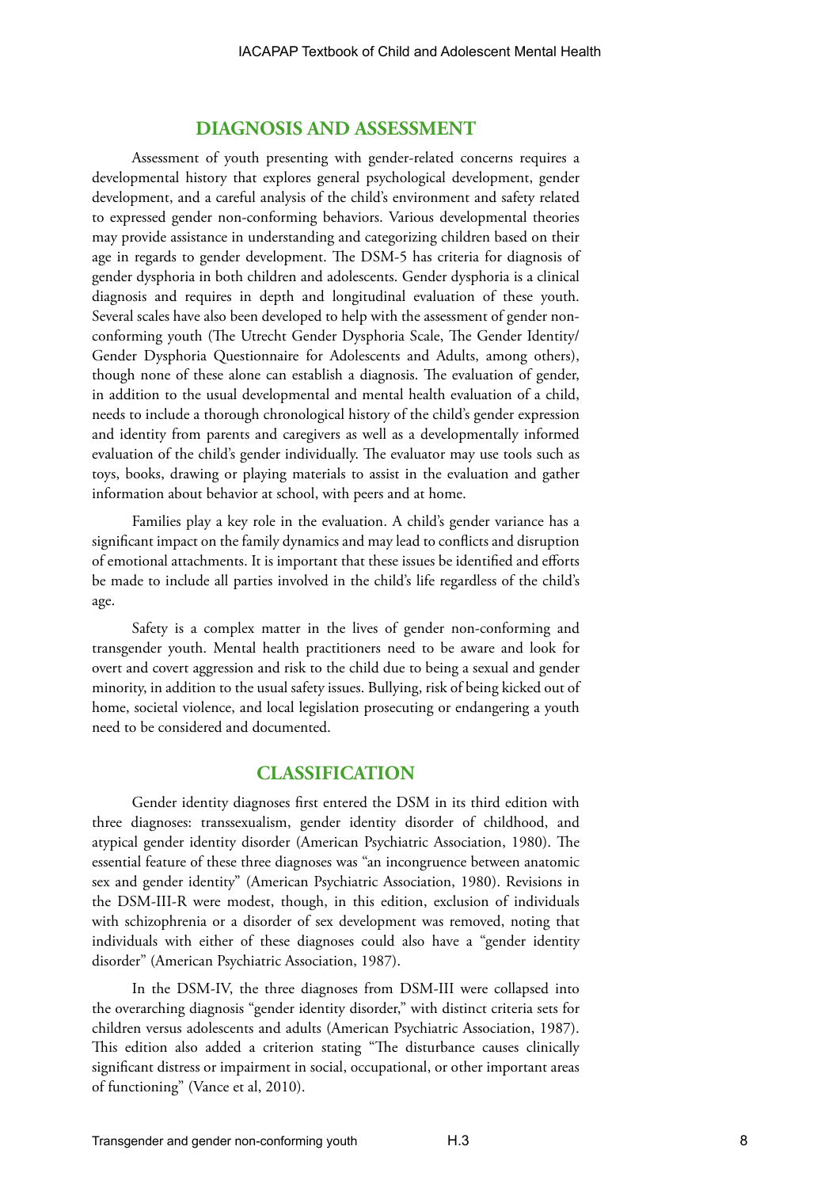## DIAGNOSIS AND ASSESSMENT

Assessment of youth presenting with gender-related concerns requires a developmental history that explores general psychological development, gender development, and a careful analysis of the child's environment and safety related to expressed gender non-conforming behaviors. Various developmental theories may provide assistance in understanding and categorizing children based on their age in regards to gender development. The DSM-5 has criteria for diagnosis of gender dysphoria in both children and adolescents. Gender dysphoria is a clinical diagnosis and requires in depth and longitudinal evaluation of these youth. Several scales have also been developed to help with the assessment of gender non-conforming youth (The Utrecht Gender Dysphoria Scale, The Gender Identity/ Gender Dysphoria Questionnaire for Adolescents and Adults, among others), though none of these alone can establish a diagnosis. The evaluation of gender, in addition to the usual developmental and mental health evaluation of a child, needs to include a thorough chronological history of the child's gender expression and identity from parents and caregivers as well as a developmentally informed evaluation of the child's gender individually. The evaluator may use tools such as toys, books, drawing or playing materials to assist in the evaluation and gather information about behavior at school, with peers and at home.

Families play a key role in the evaluation. A child's gender variance has a significant impact on the family dynamics and may lead to conflicts and disruption of emotional attachments. It is important that these issues be identified and efforts be made to include all parties involved in the child's life regardless of the child's age.

Safety is a complex matter in the lives of gender non-conforming and transgender youth. Mental health practitioners need to be aware and look for overt and covert aggression and risk to the child due to being a sexual and gender minority, in addition to the usual safety issues. Bullying, risk of being kicked out of home, societal violence, and local legislation prosecuting or endangering a youth need to be considered and documented.

## CLASSIFICATION

Gender identity diagnoses first entered the DSM in its third edition with three diagnoses: transsexualism, gender identity disorder of childhood, and atypical gender identity disorder (American Psychiatric Association, 1980). The essential feature of these three diagnoses was "an incongruence between anatomic sex and gender identity" (American Psychiatric Association, 1980). Revisions in the DSM-III-R were modest, though, in this edition, exclusion of individuals with schizophrenia or a disorder of sex development was removed, noting that individuals with either of these diagnoses could also have a "gender identity disorder" (American Psychiatric Association, 1987).

In the DSM-IV, the three diagnoses from DSM-III were collapsed into the overarching diagnosis "gender identity disorder," with distinct criteria sets for children versus adolescents and adults (American Psychiatric Association, 1987). This edition also added a criterion stating "The disturbance causes clinically significant distress or impairment in social, occupational, or other important areas of functioning" (Vance et al, 2010).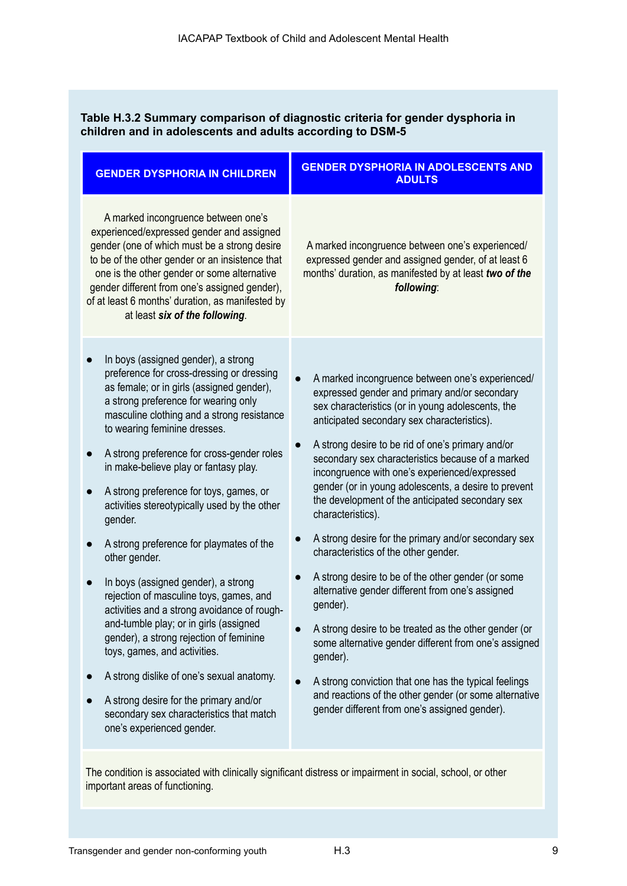**Table H.3.2 Summary comparison of diagnostic criteria for gender dysphoria in children and in adolescents and adults according to DSM-5**

| GENDER DYSPHORIA IN CHILDREN | GENDER DYSPHORIA IN ADOLESCENTS AND ADULTS |
|---|---|
| A marked incongruence between one's experienced/expressed gender and assigned gender (one of which must be a strong desire to be of the other gender or an insistence that one is the other gender or some alternative gender different from one's assigned gender), of at least 6 months' duration, as manifested by at least ***six of the following***. | A marked incongruence between one's experienced/ expressed gender and assigned gender, of at least 6 months' duration, as manifested by at least ***two of the following***: |
| ● In boys (assigned gender), a strong preference for cross-dressing or dressing as female; or in girls (assigned gender), a strong preference for wearing only masculine clothing and a strong resistance to wearing feminine dresses.<br>● A strong preference for cross-gender roles in make-believe play or fantasy play.<br>● A strong preference for toys, games, or activities stereotypically used by the other gender.<br>● A strong preference for playmates of the other gender.<br>● In boys (assigned gender), a strong rejection of masculine toys, games, and activities and a strong avoidance of rough-and-tumble play; or in girls (assigned gender), a strong rejection of feminine toys, games, and activities.<br>● A strong dislike of one's sexual anatomy.<br>● A strong desire for the primary and/or secondary sex characteristics that match one's experienced gender. | ● A marked incongruence between one's experienced/ expressed gender and primary and/or secondary sex characteristics (or in young adolescents, the anticipated secondary sex characteristics).<br>● A strong desire to be rid of one's primary and/or secondary sex characteristics because of a marked incongruence with one's experienced/expressed gender (or in young adolescents, a desire to prevent the development of the anticipated secondary sex characteristics).<br>● A strong desire for the primary and/or secondary sex characteristics of the other gender.<br>● A strong desire to be of the other gender (or some alternative gender different from one's assigned gender).<br>● A strong desire to be treated as the other gender (or some alternative gender different from one's assigned gender).<br>● A strong conviction that one has the typical feelings and reactions of the other gender (or some alternative gender different from one's assigned gender). |
| The condition is associated with clinically significant distress or impairment in social, school, or other important areas of functioning. | |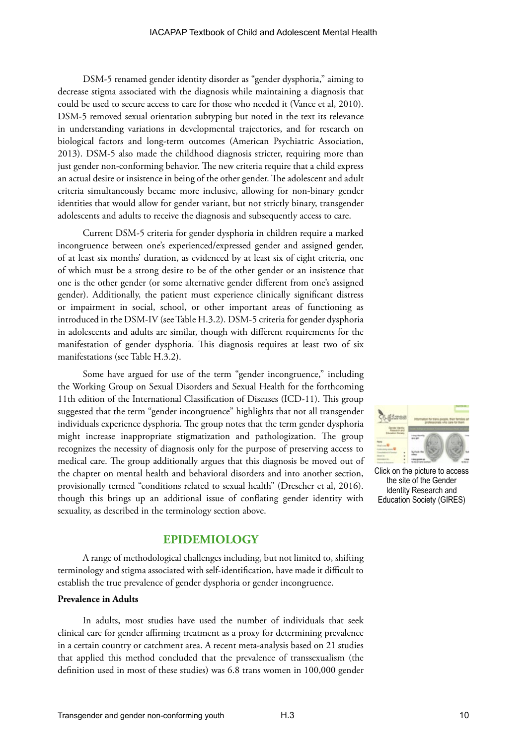DSM-5 renamed gender identity disorder as "gender dysphoria," aiming to decrease stigma associated with the diagnosis while maintaining a diagnosis that could be used to secure access to care for those who needed it (Vance et al, 2010). DSM-5 removed sexual orientation subtyping but noted in the text its relevance in understanding variations in developmental trajectories, and for research on biological factors and long-term outcomes (American Psychiatric Association, 2013). DSM-5 also made the childhood diagnosis stricter, requiring more than just gender non-conforming behavior. The new criteria require that a child express an actual desire or insistence in being of the other gender. The adolescent and adult criteria simultaneously became more inclusive, allowing for non-binary gender identities that would allow for gender variant, but not strictly binary, transgender adolescents and adults to receive the diagnosis and subsequently access to care.

Current DSM-5 criteria for gender dysphoria in children require a marked incongruence between one's experienced/expressed gender and assigned gender, of at least six months' duration, as evidenced by at least six of eight criteria, one of which must be a strong desire to be of the other gender or an insistence that one is the other gender (or some alternative gender different from one's assigned gender). Additionally, the patient must experience clinically significant distress or impairment in social, school, or other important areas of functioning as introduced in the DSM-IV (see Table H.3.2). DSM-5 criteria for gender dysphoria in adolescents and adults are similar, though with different requirements for the manifestation of gender dysphoria. This diagnosis requires at least two of six manifestations (see Table H.3.2).

Some have argued for use of the term "gender incongruence," including the Working Group on Sexual Disorders and Sexual Health for the forthcoming 11th edition of the International Classification of Diseases (ICD-11). This group suggested that the term "gender incongruence" highlights that not all transgender individuals experience dysphoria. The group notes that the term gender dysphoria might increase inappropriate stigmatization and pathologization. The group recognizes the necessity of diagnosis only for the purpose of preserving access to medical care. The group additionally argues that this diagnosis be moved out of the chapter on mental health and behavioral disorders and into another section, provisionally termed "conditions related to sexual health" (Drescher et al, 2016). though this brings up an additional issue of conflating gender identity with sexuality, as described in the terminology section above.

Click on the picture to access the site of the Gender Identity Research and Education Society (GIRES)

## EPIDEMIOLOGY

A range of methodological challenges including, but not limited to, shifting terminology and stigma associated with self-identification, have made it difficult to establish the true prevalence of gender dysphoria or gender incongruence.

**Prevalence in Adults**

In adults, most studies have used the number of individuals that seek clinical care for gender affirming treatment as a proxy for determining prevalence in a certain country or catchment area. A recent meta-analysis based on 21 studies that applied this method concluded that the prevalence of transsexualism (the definition used in most of these studies) was 6.8 trans women in 100,000 gender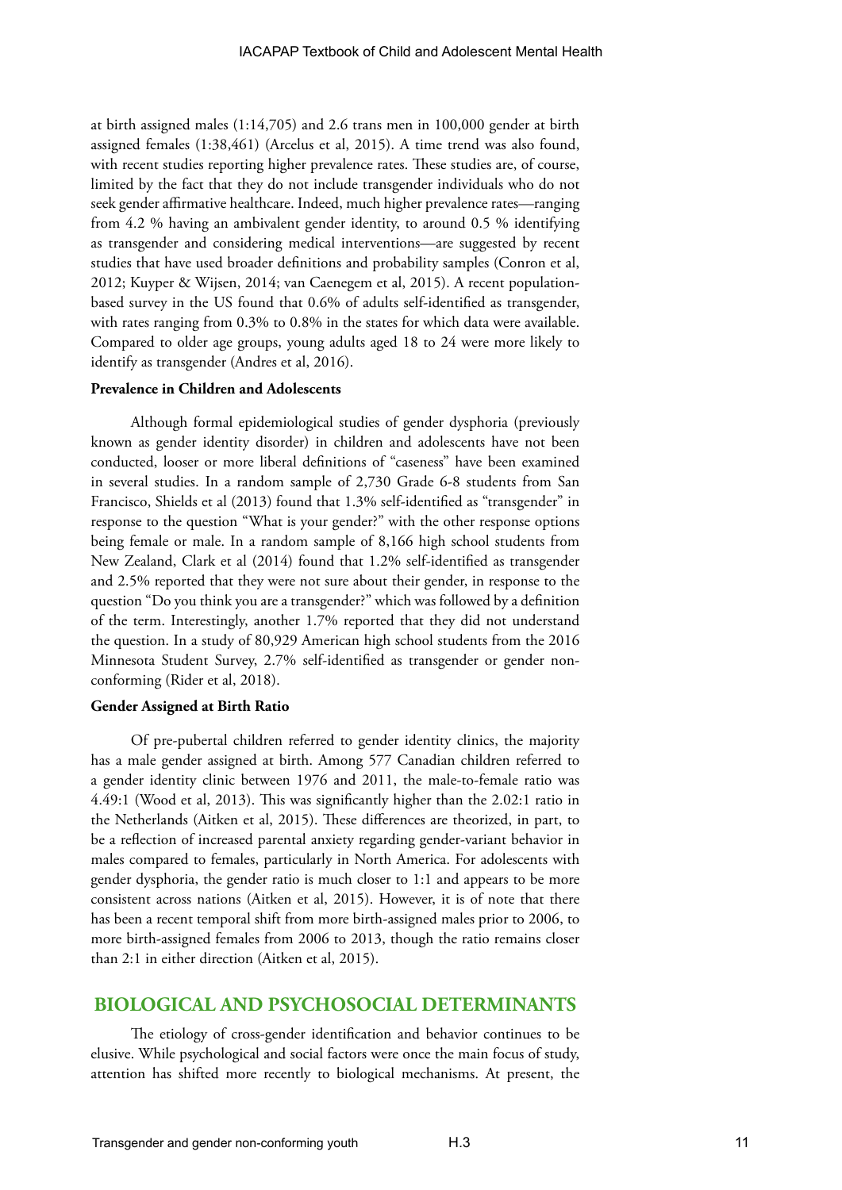at birth assigned males (1:14,705) and 2.6 trans men in 100,000 gender at birth assigned females (1:38,461) (Arcelus et al, 2015). A time trend was also found, with recent studies reporting higher prevalence rates. These studies are, of course, limited by the fact that they do not include transgender individuals who do not seek gender affirmative healthcare. Indeed, much higher prevalence rates—ranging from 4.2 % having an ambivalent gender identity, to around 0.5 % identifying as transgender and considering medical interventions—are suggested by recent studies that have used broader definitions and probability samples (Conron et al, 2012; Kuyper & Wijsen, 2014; van Caenegem et al, 2015). A recent population-based survey in the US found that 0.6% of adults self-identified as transgender, with rates ranging from 0.3% to 0.8% in the states for which data were available. Compared to older age groups, young adults aged 18 to 24 were more likely to identify as transgender (Andres et al, 2016).

**Prevalence in Children and Adolescents**

Although formal epidemiological studies of gender dysphoria (previously known as gender identity disorder) in children and adolescents have not been conducted, looser or more liberal definitions of "caseness" have been examined in several studies. In a random sample of 2,730 Grade 6-8 students from San Francisco, Shields et al (2013) found that 1.3% self-identified as "transgender" in response to the question "What is your gender?" with the other response options being female or male. In a random sample of 8,166 high school students from New Zealand, Clark et al (2014) found that 1.2% self-identified as transgender and 2.5% reported that they were not sure about their gender, in response to the question "Do you think you are a transgender?" which was followed by a definition of the term. Interestingly, another 1.7% reported that they did not understand the question. In a study of 80,929 American high school students from the 2016 Minnesota Student Survey, 2.7% self-identified as transgender or gender non-conforming (Rider et al, 2018).

**Gender Assigned at Birth Ratio**

Of pre-pubertal children referred to gender identity clinics, the majority has a male gender assigned at birth. Among 577 Canadian children referred to a gender identity clinic between 1976 and 2011, the male-to-female ratio was 4.49:1 (Wood et al, 2013). This was significantly higher than the 2.02:1 ratio in the Netherlands (Aitken et al, 2015). These differences are theorized, in part, to be a reflection of increased parental anxiety regarding gender-variant behavior in males compared to females, particularly in North America. For adolescents with gender dysphoria, the gender ratio is much closer to 1:1 and appears to be more consistent across nations (Aitken et al, 2015). However, it is of note that there has been a recent temporal shift from more birth-assigned males prior to 2006, to more birth-assigned females from 2006 to 2013, though the ratio remains closer than 2:1 in either direction (Aitken et al, 2015).

## BIOLOGICAL AND PSYCHOSOCIAL DETERMINANTS

The etiology of cross-gender identification and behavior continues to be elusive. While psychological and social factors were once the main focus of study, attention has shifted more recently to biological mechanisms. At present, the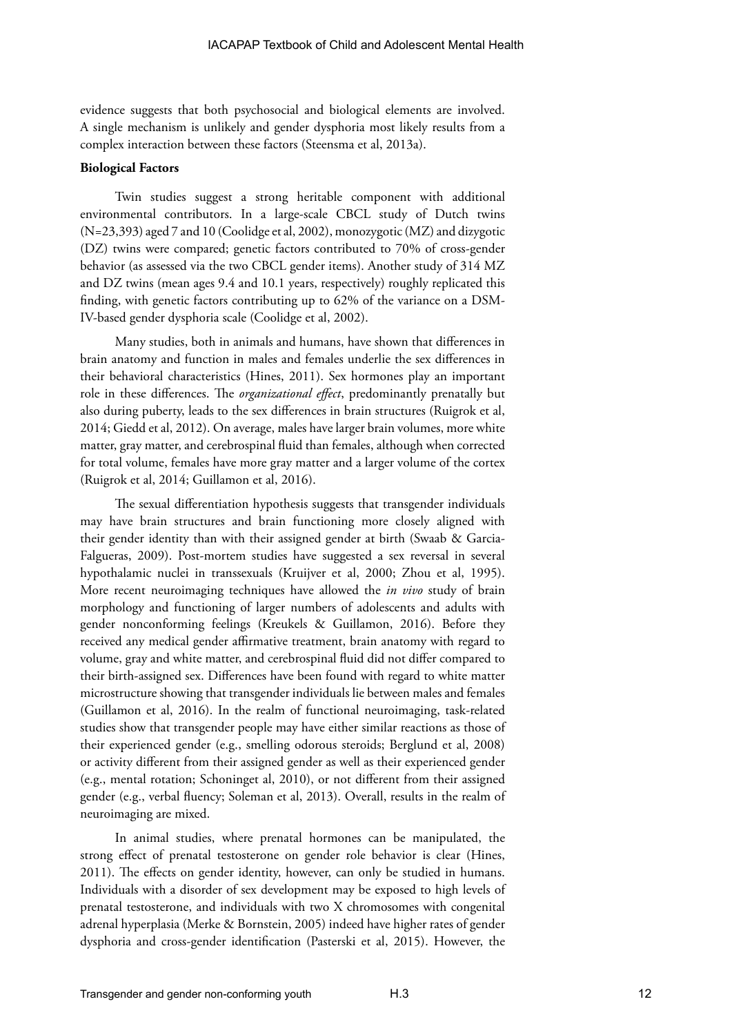evidence suggests that both psychosocial and biological elements are involved. A single mechanism is unlikely and gender dysphoria most likely results from a complex interaction between these factors (Steensma et al, 2013a).

**Biological Factors**

Twin studies suggest a strong heritable component with additional environmental contributors. In a large-scale CBCL study of Dutch twins (N=23,393) aged 7 and 10 (Coolidge et al, 2002), monozygotic (MZ) and dizygotic (DZ) twins were compared; genetic factors contributed to 70% of cross-gender behavior (as assessed via the two CBCL gender items). Another study of 314 MZ and DZ twins (mean ages 9.4 and 10.1 years, respectively) roughly replicated this finding, with genetic factors contributing up to 62% of the variance on a DSM-IV-based gender dysphoria scale (Coolidge et al, 2002).

Many studies, both in animals and humans, have shown that differences in brain anatomy and function in males and females underlie the sex differences in their behavioral characteristics (Hines, 2011). Sex hormones play an important role in these differences. The *organizational effect*, predominantly prenatally but also during puberty, leads to the sex differences in brain structures (Ruigrok et al, 2014; Giedd et al, 2012). On average, males have larger brain volumes, more white matter, gray matter, and cerebrospinal fluid than females, although when corrected for total volume, females have more gray matter and a larger volume of the cortex (Ruigrok et al, 2014; Guillamon et al, 2016).

The sexual differentiation hypothesis suggests that transgender individuals may have brain structures and brain functioning more closely aligned with their gender identity than with their assigned gender at birth (Swaab & Garcia-Falgueras, 2009). Post-mortem studies have suggested a sex reversal in several hypothalamic nuclei in transsexuals (Kruijver et al, 2000; Zhou et al, 1995). More recent neuroimaging techniques have allowed the *in vivo* study of brain morphology and functioning of larger numbers of adolescents and adults with gender nonconforming feelings (Kreukels & Guillamon, 2016). Before they received any medical gender affirmative treatment, brain anatomy with regard to volume, gray and white matter, and cerebrospinal fluid did not differ compared to their birth-assigned sex. Differences have been found with regard to white matter microstructure showing that transgender individuals lie between males and females (Guillamon et al, 2016). In the realm of functional neuroimaging, task-related studies show that transgender people may have either similar reactions as those of their experienced gender (e.g., smelling odorous steroids; Berglund et al, 2008) or activity different from their assigned gender as well as their experienced gender (e.g., mental rotation; Schoninget al, 2010), or not different from their assigned gender (e.g., verbal fluency; Soleman et al, 2013). Overall, results in the realm of neuroimaging are mixed.

In animal studies, where prenatal hormones can be manipulated, the strong effect of prenatal testosterone on gender role behavior is clear (Hines, 2011). The effects on gender identity, however, can only be studied in humans. Individuals with a disorder of sex development may be exposed to high levels of prenatal testosterone, and individuals with two X chromosomes with congenital adrenal hyperplasia (Merke & Bornstein, 2005) indeed have higher rates of gender dysphoria and cross-gender identification (Pasterski et al, 2015). However, the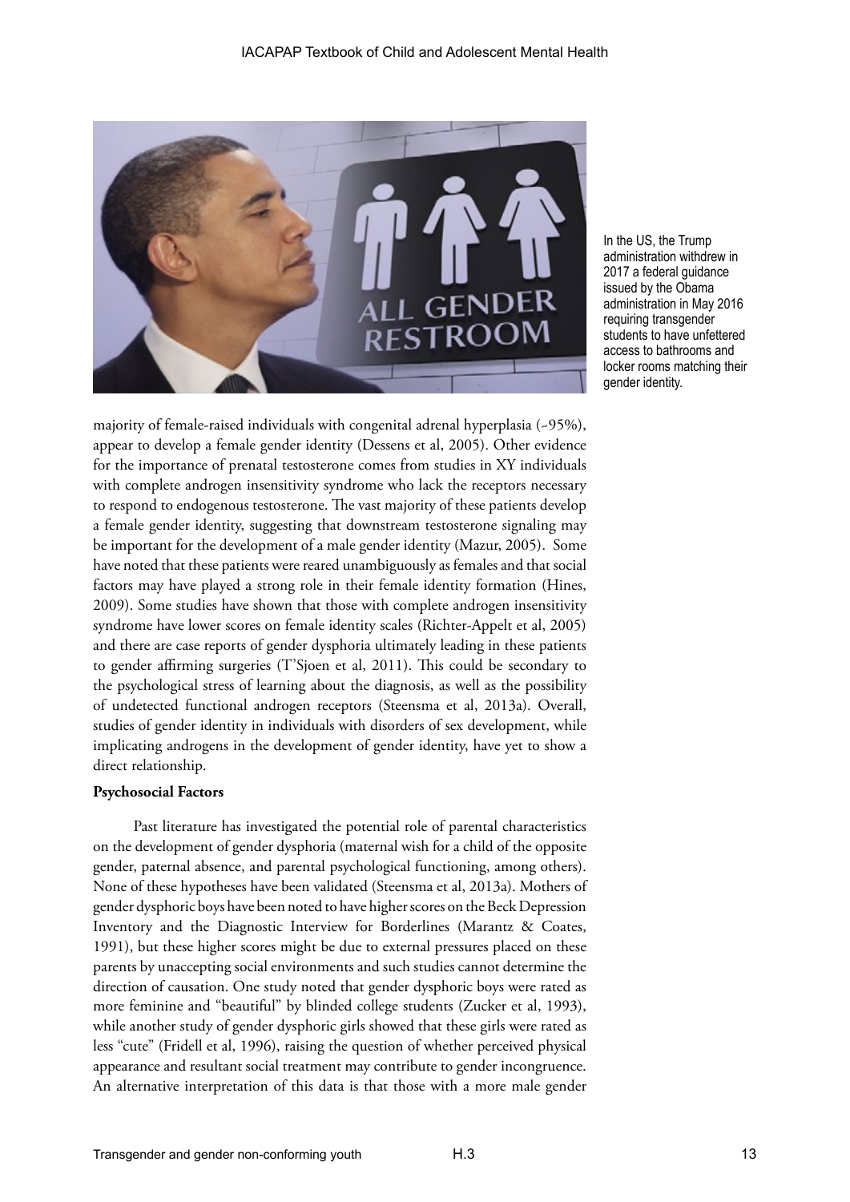In the US, the Trump administration withdrew in 2017 a federal guidance issued by the Obama administration in May 2016 requiring transgender students to have unfettered access to bathrooms and locker rooms matching their gender identity.

majority of female-raised individuals with congenital adrenal hyperplasia (~95%), appear to develop a female gender identity (Dessens et al, 2005). Other evidence for the importance of prenatal testosterone comes from studies in XY individuals with complete androgen insensitivity syndrome who lack the receptors necessary to respond to endogenous testosterone. The vast majority of these patients develop a female gender identity, suggesting that downstream testosterone signaling may be important for the development of a male gender identity (Mazur, 2005). Some have noted that these patients were reared unambiguously as females and that social factors may have played a strong role in their female identity formation (Hines, 2009). Some studies have shown that those with complete androgen insensitivity syndrome have lower scores on female identity scales (Richter-Appelt et al, 2005) and there are case reports of gender dysphoria ultimately leading in these patients to gender affirming surgeries (T'Sjoen et al, 2011). This could be secondary to the psychological stress of learning about the diagnosis, as well as the possibility of undetected functional androgen receptors (Steensma et al, 2013a). Overall, studies of gender identity in individuals with disorders of sex development, while implicating androgens in the development of gender identity, have yet to show a direct relationship.

**Psychosocial Factors**

Past literature has investigated the potential role of parental characteristics on the development of gender dysphoria (maternal wish for a child of the opposite gender, paternal absence, and parental psychological functioning, among others). None of these hypotheses have been validated (Steensma et al, 2013a). Mothers of gender dysphoric boys have been noted to have higher scores on the Beck Depression Inventory and the Diagnostic Interview for Borderlines (Marantz & Coates, 1991), but these higher scores might be due to external pressures placed on these parents by unaccepting social environments and such studies cannot determine the direction of causation. One study noted that gender dysphoric boys were rated as more feminine and "beautiful" by blinded college students (Zucker et al, 1993), while another study of gender dysphoric girls showed that these girls were rated as less "cute" (Fridell et al, 1996), raising the question of whether perceived physical appearance and resultant social treatment may contribute to gender incongruence. An alternative interpretation of this data is that those with a more male gender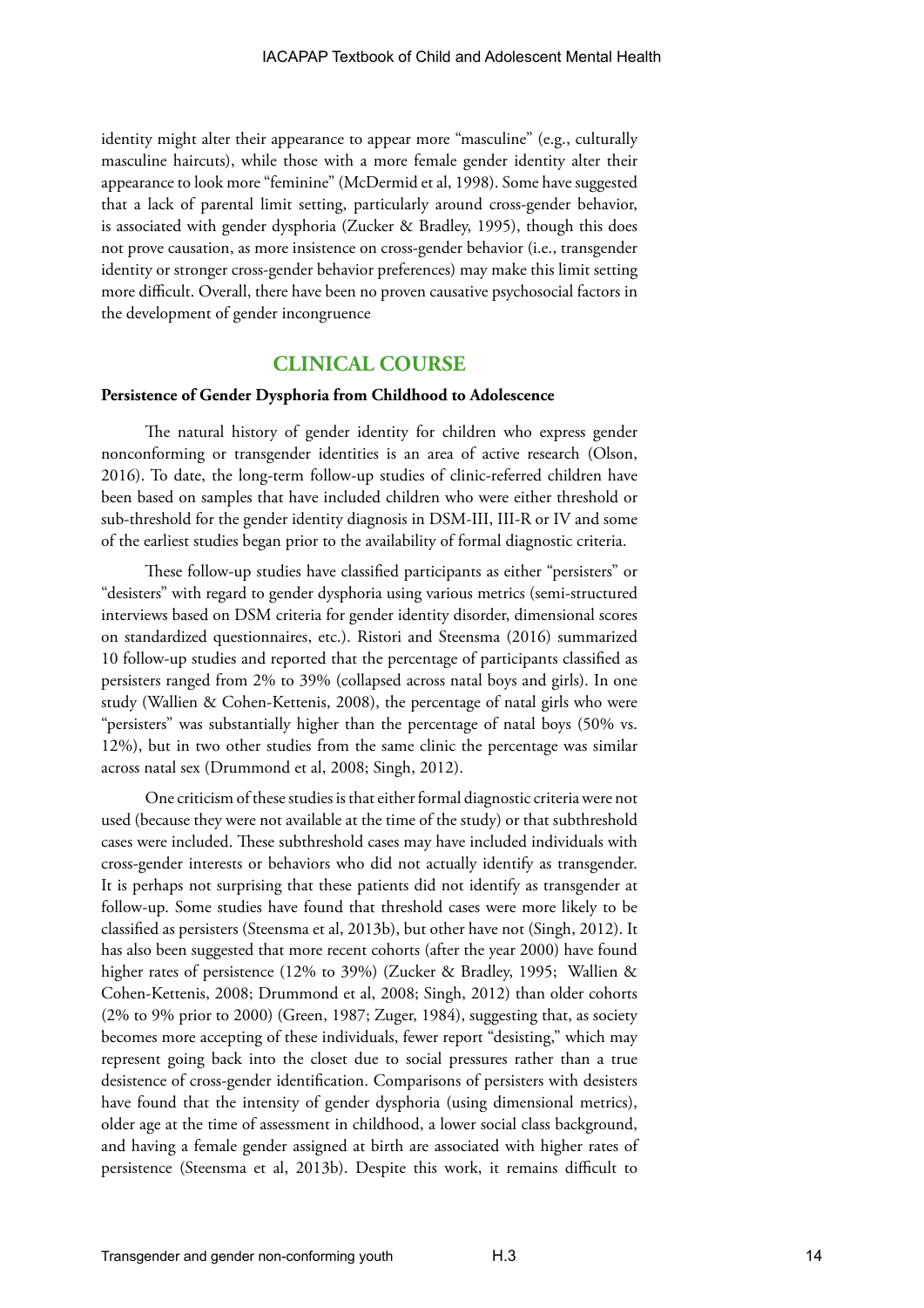identity might alter their appearance to appear more "masculine" (e.g., culturally masculine haircuts), while those with a more female gender identity alter their appearance to look more "feminine" (McDermid et al, 1998). Some have suggested that a lack of parental limit setting, particularly around cross-gender behavior, is associated with gender dysphoria (Zucker & Bradley, 1995), though this does not prove causation, as more insistence on cross-gender behavior (i.e., transgender identity or stronger cross-gender behavior preferences) may make this limit setting more difficult. Overall, there have been no proven causative psychosocial factors in the development of gender incongruence

## CLINICAL COURSE

### Persistence of Gender Dysphoria from Childhood to Adolescence

The natural history of gender identity for children who express gender nonconforming or transgender identities is an area of active research (Olson, 2016). To date, the long-term follow-up studies of clinic-referred children have been based on samples that have included children who were either threshold or sub-threshold for the gender identity diagnosis in DSM-III, III-R or IV and some of the earliest studies began prior to the availability of formal diagnostic criteria.

These follow-up studies have classified participants as either "persisters" or "desisters" with regard to gender dysphoria using various metrics (semi-structured interviews based on DSM criteria for gender identity disorder, dimensional scores on standardized questionnaires, etc.). Ristori and Steensma (2016) summarized 10 follow-up studies and reported that the percentage of participants classified as persisters ranged from 2% to 39% (collapsed across natal boys and girls). In one study (Wallien & Cohen-Kettenis, 2008), the percentage of natal girls who were "persisters" was substantially higher than the percentage of natal boys (50% vs. 12%), but in two other studies from the same clinic the percentage was similar across natal sex (Drummond et al, 2008; Singh, 2012).

One criticism of these studies is that either formal diagnostic criteria were not used (because they were not available at the time of the study) or that subthreshold cases were included. These subthreshold cases may have included individuals with cross-gender interests or behaviors who did not actually identify as transgender. It is perhaps not surprising that these patients did not identify as transgender at follow-up. Some studies have found that threshold cases were more likely to be classified as persisters (Steensma et al, 2013b), but other have not (Singh, 2012). It has also been suggested that more recent cohorts (after the year 2000) have found higher rates of persistence (12% to 39%) (Zucker & Bradley, 1995; Wallien & Cohen-Kettenis, 2008; Drummond et al, 2008; Singh, 2012) than older cohorts (2% to 9% prior to 2000) (Green, 1987; Zuger, 1984), suggesting that, as society becomes more accepting of these individuals, fewer report "desisting," which may represent going back into the closet due to social pressures rather than a true desistence of cross-gender identification. Comparisons of persisters with desisters have found that the intensity of gender dysphoria (using dimensional metrics), older age at the time of assessment in childhood, a lower social class background, and having a female gender assigned at birth are associated with higher rates of persistence (Steensma et al, 2013b). Despite this work, it remains difficult to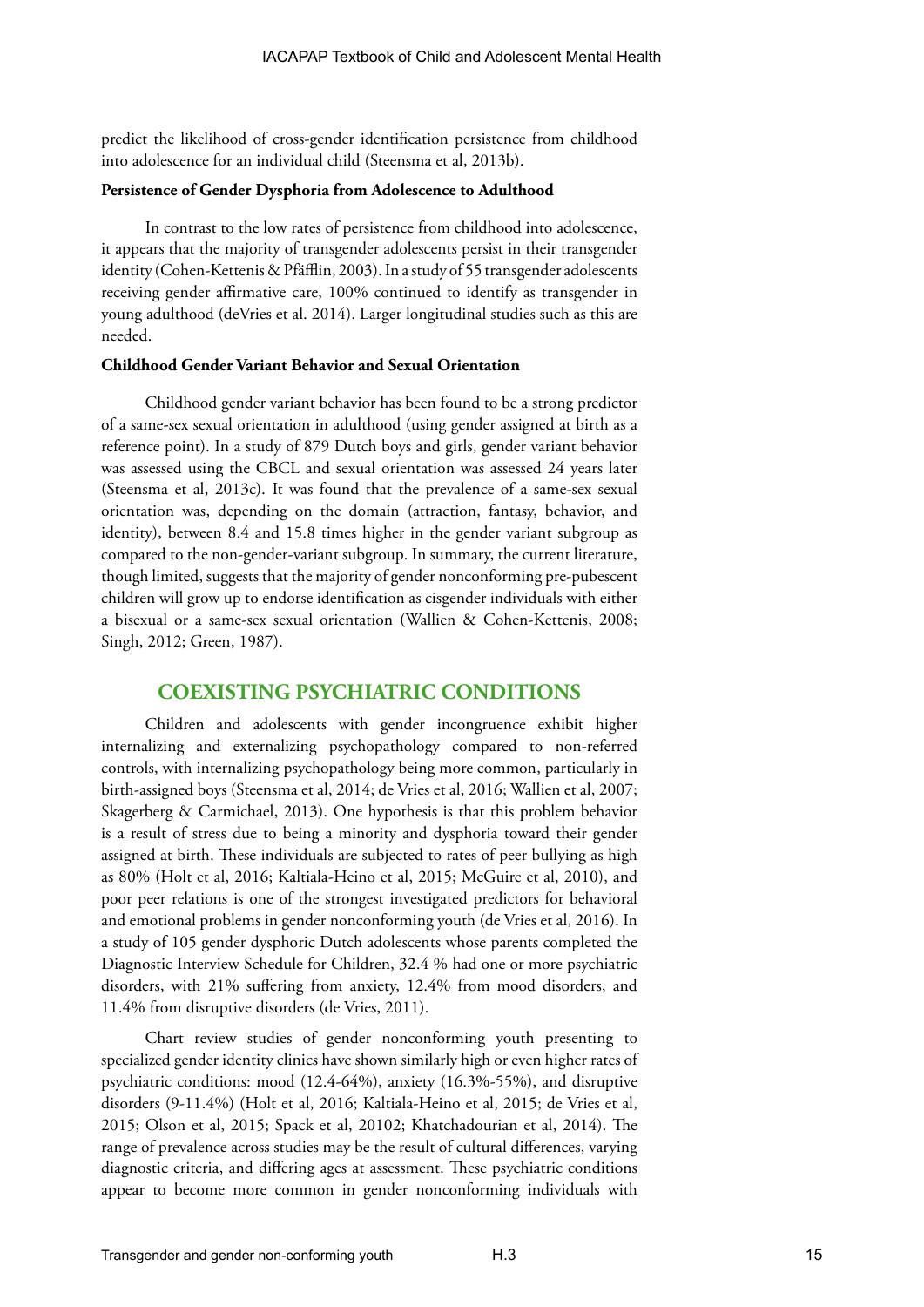predict the likelihood of cross-gender identification persistence from childhood into adolescence for an individual child (Steensma et al, 2013b).

### Persistence of Gender Dysphoria from Adolescence to Adulthood

In contrast to the low rates of persistence from childhood into adolescence, it appears that the majority of transgender adolescents persist in their transgender identity (Cohen-Kettenis & Pfäfflin, 2003). In a study of 55 transgender adolescents receiving gender affirmative care, 100% continued to identify as transgender in young adulthood (deVries et al. 2014). Larger longitudinal studies such as this are needed.

### Childhood Gender Variant Behavior and Sexual Orientation

Childhood gender variant behavior has been found to be a strong predictor of a same-sex sexual orientation in adulthood (using gender assigned at birth as a reference point). In a study of 879 Dutch boys and girls, gender variant behavior was assessed using the CBCL and sexual orientation was assessed 24 years later (Steensma et al, 2013c). It was found that the prevalence of a same-sex sexual orientation was, depending on the domain (attraction, fantasy, behavior, and identity), between 8.4 and 15.8 times higher in the gender variant subgroup as compared to the non-gender-variant subgroup. In summary, the current literature, though limited, suggests that the majority of gender nonconforming pre-pubescent children will grow up to endorse identification as cisgender individuals with either a bisexual or a same-sex sexual orientation (Wallien & Cohen-Kettenis, 2008; Singh, 2012; Green, 1987).

## COEXISTING PSYCHIATRIC CONDITIONS

Children and adolescents with gender incongruence exhibit higher internalizing and externalizing psychopathology compared to non-referred controls, with internalizing psychopathology being more common, particularly in birth-assigned boys (Steensma et al, 2014; de Vries et al, 2016; Wallien et al, 2007; Skagerberg & Carmichael, 2013). One hypothesis is that this problem behavior is a result of stress due to being a minority and dysphoria toward their gender assigned at birth. These individuals are subjected to rates of peer bullying as high as 80% (Holt et al, 2016; Kaltiala-Heino et al, 2015; McGuire et al, 2010), and poor peer relations is one of the strongest investigated predictors for behavioral and emotional problems in gender nonconforming youth (de Vries et al, 2016). In a study of 105 gender dysphoric Dutch adolescents whose parents completed the Diagnostic Interview Schedule for Children, 32.4 % had one or more psychiatric disorders, with 21% suffering from anxiety, 12.4% from mood disorders, and 11.4% from disruptive disorders (de Vries, 2011).

Chart review studies of gender nonconforming youth presenting to specialized gender identity clinics have shown similarly high or even higher rates of psychiatric conditions: mood (12.4-64%), anxiety (16.3%-55%), and disruptive disorders (9-11.4%) (Holt et al, 2016; Kaltiala-Heino et al, 2015; de Vries et al, 2015; Olson et al, 2015; Spack et al, 20102; Khatchadourian et al, 2014). The range of prevalence across studies may be the result of cultural differences, varying diagnostic criteria, and differing ages at assessment. These psychiatric conditions appear to become more common in gender nonconforming individuals with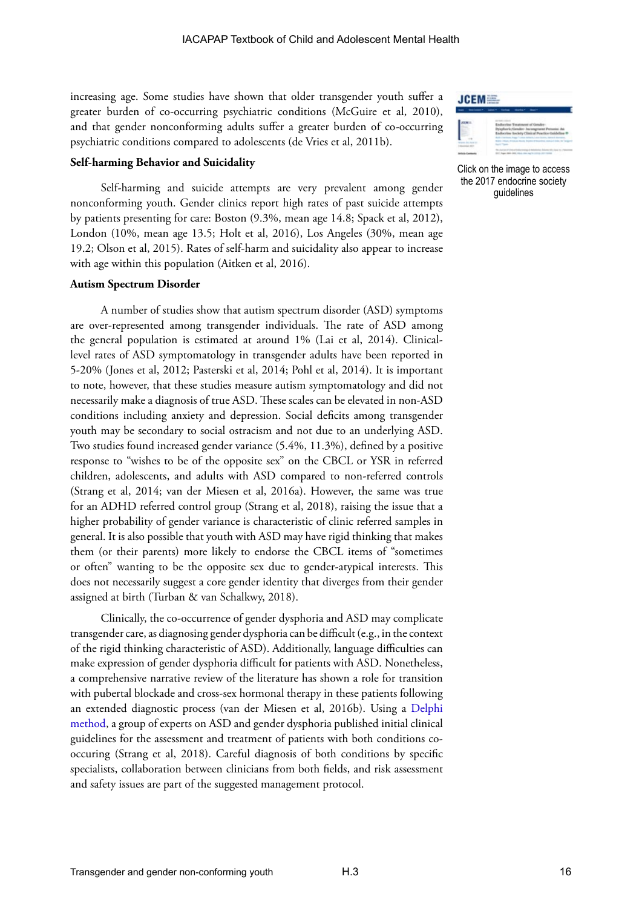increasing age. Some studies have shown that older transgender youth suffer a greater burden of co-occurring psychiatric conditions (McGuire et al, 2010), and that gender nonconforming adults suffer a greater burden of co-occurring psychiatric conditions compared to adolescents (de Vries et al, 2011b).

Click on the image to access the 2017 endocrine society guidelines

**Self-harming Behavior and Suicidality**

Self-harming and suicide attempts are very prevalent among gender nonconforming youth. Gender clinics report high rates of past suicide attempts by patients presenting for care: Boston (9.3%, mean age 14.8; Spack et al, 2012), London (10%, mean age 13.5; Holt et al, 2016), Los Angeles (30%, mean age 19.2; Olson et al, 2015). Rates of self-harm and suicidality also appear to increase with age within this population (Aitken et al, 2016).

**Autism Spectrum Disorder**

A number of studies show that autism spectrum disorder (ASD) symptoms are over-represented among transgender individuals. The rate of ASD among the general population is estimated at around 1% (Lai et al, 2014). Clinical-level rates of ASD symptomatology in transgender adults have been reported in 5-20% (Jones et al, 2012; Pasterski et al, 2014; Pohl et al, 2014). It is important to note, however, that these studies measure autism symptomatology and did not necessarily make a diagnosis of true ASD. These scales can be elevated in non-ASD conditions including anxiety and depression. Social deficits among transgender youth may be secondary to social ostracism and not due to an underlying ASD. Two studies found increased gender variance (5.4%, 11.3%), defined by a positive response to "wishes to be of the opposite sex" on the CBCL or YSR in referred children, adolescents, and adults with ASD compared to non-referred controls (Strang et al, 2014; van der Miesen et al, 2016a). However, the same was true for an ADHD referred control group (Strang et al, 2018), raising the issue that a higher probability of gender variance is characteristic of clinic referred samples in general. It is also possible that youth with ASD may have rigid thinking that makes them (or their parents) more likely to endorse the CBCL items of "sometimes or often" wanting to be the opposite sex due to gender-atypical interests. This does not necessarily suggest a core gender identity that diverges from their gender assigned at birth (Turban & van Schalkwy, 2018).

Clinically, the co-occurrence of gender dysphoria and ASD may complicate transgender care, as diagnosing gender dysphoria can be difficult (e.g., in the context of the rigid thinking characteristic of ASD). Additionally, language difficulties can make expression of gender dysphoria difficult for patients with ASD. Nonetheless, a comprehensive narrative review of the literature has shown a role for transition with pubertal blockade and cross-sex hormonal therapy in these patients following an extended diagnostic process (van der Miesen et al, 2016b). Using a Delphi method, a group of experts on ASD and gender dysphoria published initial clinical guidelines for the assessment and treatment of patients with both conditions co-occuring (Strang et al, 2018). Careful diagnosis of both conditions by specific specialists, collaboration between clinicians from both fields, and risk assessment and safety issues are part of the suggested management protocol.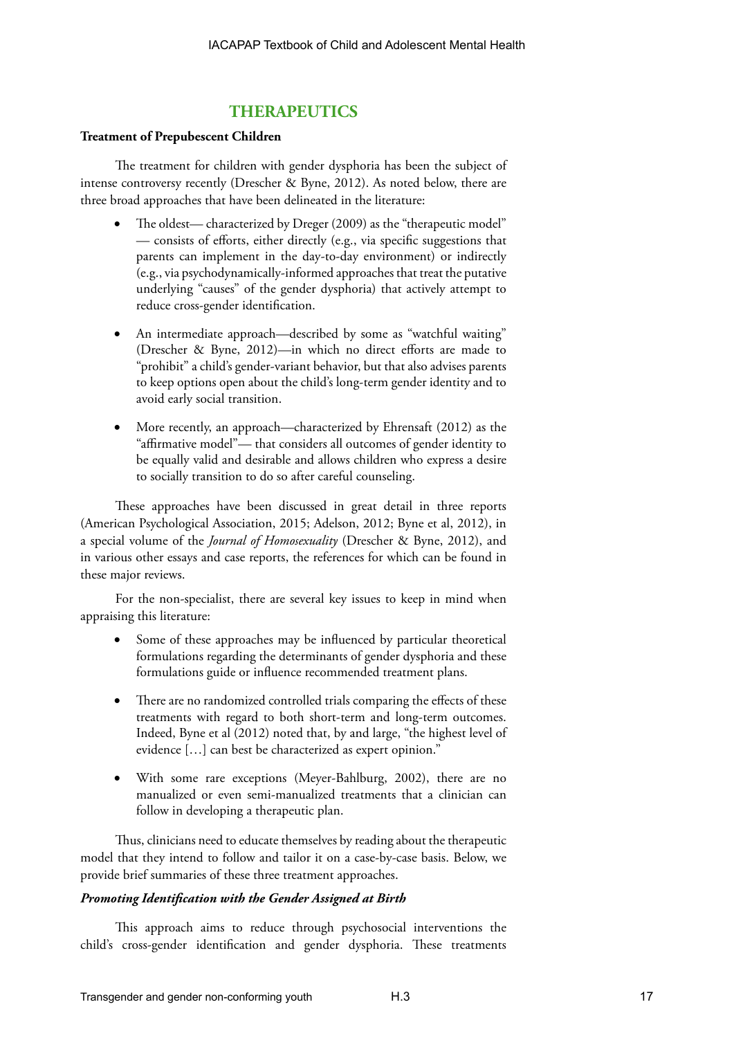## THERAPEUTICS

**Treatment of Prepubescent Children**

The treatment for children with gender dysphoria has been the subject of intense controversy recently (Drescher & Byne, 2012). As noted below, there are three broad approaches that have been delineated in the literature:

- The oldest— characterized by Dreger (2009) as the "therapeutic model" — consists of efforts, either directly (e.g., via specific suggestions that parents can implement in the day-to-day environment) or indirectly (e.g., via psychodynamically-informed approaches that treat the putative underlying "causes" of the gender dysphoria) that actively attempt to reduce cross-gender identification.

- An intermediate approach—described by some as "watchful waiting" (Drescher & Byne, 2012)—in which no direct efforts are made to "prohibit" a child's gender-variant behavior, but that also advises parents to keep options open about the child's long-term gender identity and to avoid early social transition.

- More recently, an approach—characterized by Ehrensaft (2012) as the "affirmative model"— that considers all outcomes of gender identity to be equally valid and desirable and allows children who express a desire to socially transition to do so after careful counseling.

These approaches have been discussed in great detail in three reports (American Psychological Association, 2015; Adelson, 2012; Byne et al, 2012), in a special volume of the *Journal of Homosexuality* (Drescher & Byne, 2012), and in various other essays and case reports, the references for which can be found in these major reviews.

For the non-specialist, there are several key issues to keep in mind when appraising this literature:

- Some of these approaches may be influenced by particular theoretical formulations regarding the determinants of gender dysphoria and these formulations guide or influence recommended treatment plans.

- There are no randomized controlled trials comparing the effects of these treatments with regard to both short-term and long-term outcomes. Indeed, Byne et al (2012) noted that, by and large, "the highest level of evidence […] can best be characterized as expert opinion."

- With some rare exceptions (Meyer-Bahlburg, 2002), there are no manualized or even semi-manualized treatments that a clinician can follow in developing a therapeutic plan.

Thus, clinicians need to educate themselves by reading about the therapeutic model that they intend to follow and tailor it on a case-by-case basis. Below, we provide brief summaries of these three treatment approaches.

***Promoting Identification with the Gender Assigned at Birth***

This approach aims to reduce through psychosocial interventions the child's cross-gender identification and gender dysphoria. These treatments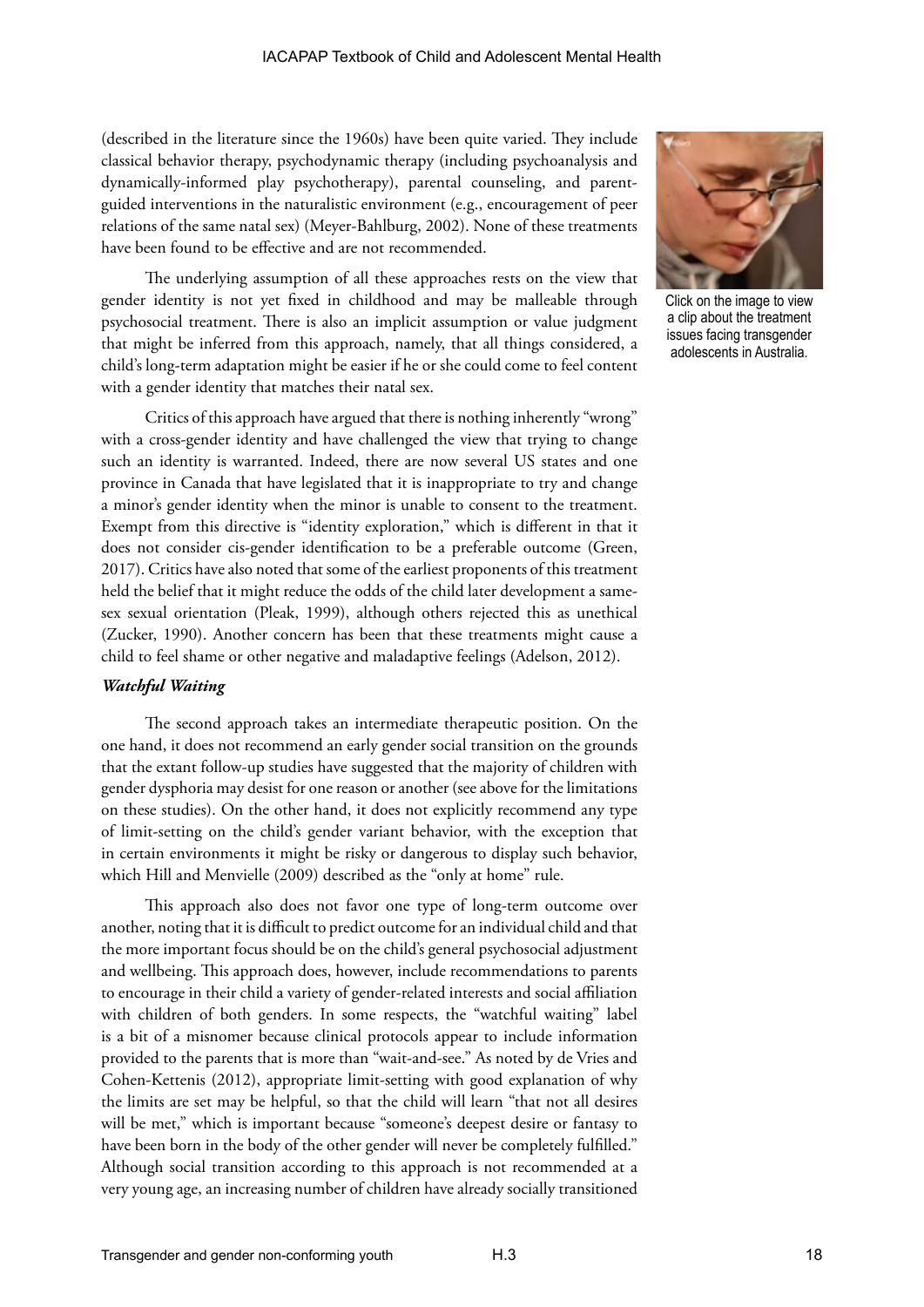(described in the literature since the 1960s) have been quite varied. They include classical behavior therapy, psychodynamic therapy (including psychoanalysis and dynamically-informed play psychotherapy), parental counseling, and parent-guided interventions in the naturalistic environment (e.g., encouragement of peer relations of the same natal sex) (Meyer-Bahlburg, 2002). None of these treatments have been found to be effective and are not recommended.

The underlying assumption of all these approaches rests on the view that gender identity is not yet fixed in childhood and may be malleable through psychosocial treatment. There is also an implicit assumption or value judgment that might be inferred from this approach, namely, that all things considered, a child's long-term adaptation might be easier if he or she could come to feel content with a gender identity that matches their natal sex.

Critics of this approach have argued that there is nothing inherently "wrong" with a cross-gender identity and have challenged the view that trying to change such an identity is warranted. Indeed, there are now several US states and one province in Canada that have legislated that it is inappropriate to try and change a minor's gender identity when the minor is unable to consent to the treatment. Exempt from this directive is "identity exploration," which is different in that it does not consider cis-gender identification to be a preferable outcome (Green, 2017). Critics have also noted that some of the earliest proponents of this treatment held the belief that it might reduce the odds of the child later development a same-sex sexual orientation (Pleak, 1999), although others rejected this as unethical (Zucker, 1990). Another concern has been that these treatments might cause a child to feel shame or other negative and maladaptive feelings (Adelson, 2012).

Click on the image to view a clip about the treatment issues facing transgender adolescents in Australia.

### *Watchful Waiting*

The second approach takes an intermediate therapeutic position. On the one hand, it does not recommend an early gender social transition on the grounds that the extant follow-up studies have suggested that the majority of children with gender dysphoria may desist for one reason or another (see above for the limitations on these studies). On the other hand, it does not explicitly recommend any type of limit-setting on the child's gender variant behavior, with the exception that in certain environments it might be risky or dangerous to display such behavior, which Hill and Menvielle (2009) described as the "only at home" rule.

This approach also does not favor one type of long-term outcome over another, noting that it is difficult to predict outcome for an individual child and that the more important focus should be on the child's general psychosocial adjustment and wellbeing. This approach does, however, include recommendations to parents to encourage in their child a variety of gender-related interests and social affiliation with children of both genders. In some respects, the "watchful waiting" label is a bit of a misnomer because clinical protocols appear to include information provided to the parents that is more than "wait-and-see." As noted by de Vries and Cohen-Kettenis (2012), appropriate limit-setting with good explanation of why the limits are set may be helpful, so that the child will learn "that not all desires will be met," which is important because "someone's deepest desire or fantasy to have been born in the body of the other gender will never be completely fulfilled." Although social transition according to this approach is not recommended at a very young age, an increasing number of children have already socially transitioned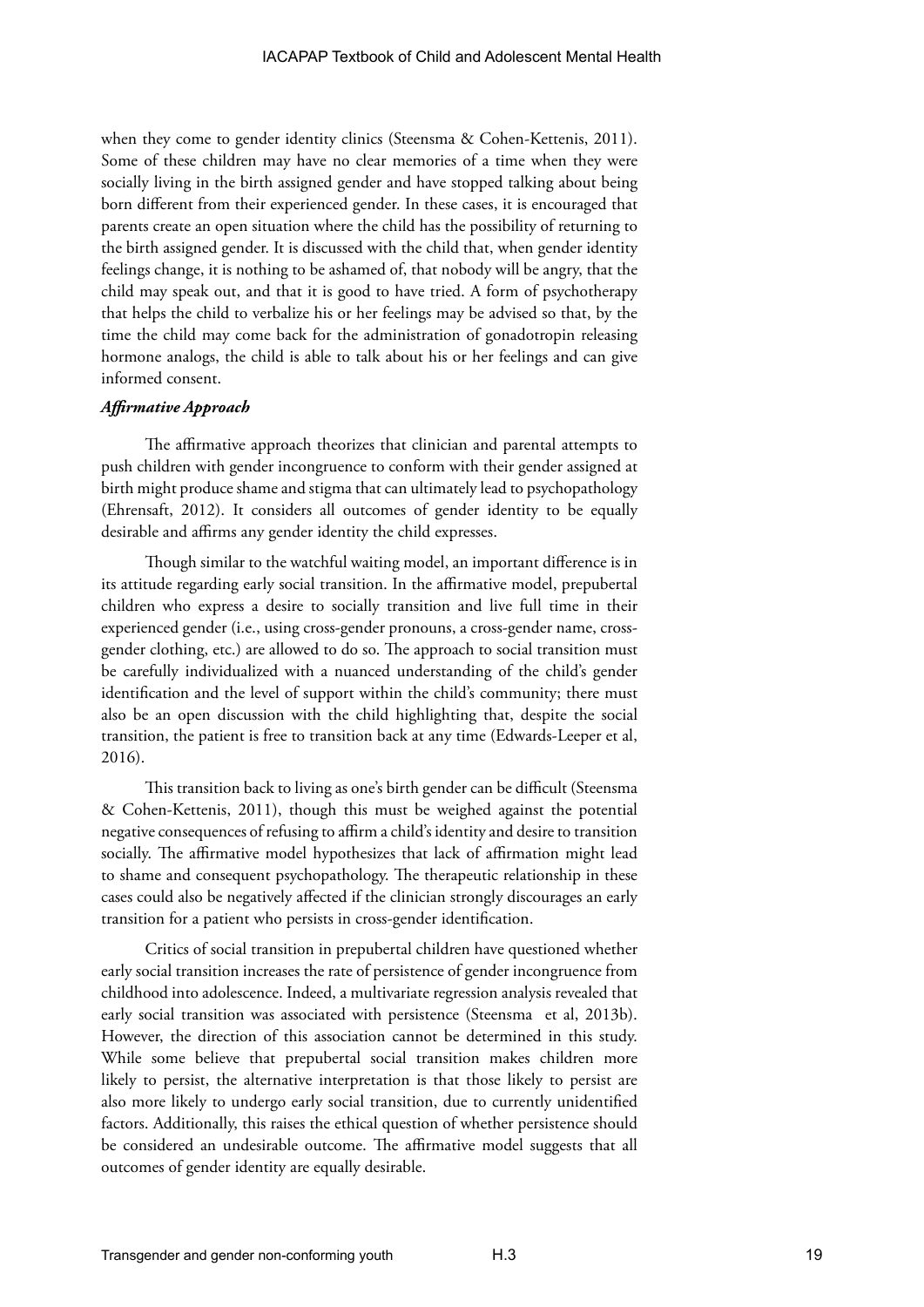when they come to gender identity clinics (Steensma & Cohen-Kettenis, 2011). Some of these children may have no clear memories of a time when they were socially living in the birth assigned gender and have stopped talking about being born different from their experienced gender. In these cases, it is encouraged that parents create an open situation where the child has the possibility of returning to the birth assigned gender. It is discussed with the child that, when gender identity feelings change, it is nothing to be ashamed of, that nobody will be angry, that the child may speak out, and that it is good to have tried. A form of psychotherapy that helps the child to verbalize his or her feelings may be advised so that, by the time the child may come back for the administration of gonadotropin releasing hormone analogs, the child is able to talk about his or her feelings and can give informed consent.

***Affirmative Approach***

The affirmative approach theorizes that clinician and parental attempts to push children with gender incongruence to conform with their gender assigned at birth might produce shame and stigma that can ultimately lead to psychopathology (Ehrensaft, 2012). It considers all outcomes of gender identity to be equally desirable and affirms any gender identity the child expresses.

Though similar to the watchful waiting model, an important difference is in its attitude regarding early social transition. In the affirmative model, prepubertal children who express a desire to socially transition and live full time in their experienced gender (i.e., using cross-gender pronouns, a cross-gender name, cross-gender clothing, etc.) are allowed to do so. The approach to social transition must be carefully individualized with a nuanced understanding of the child's gender identification and the level of support within the child's community; there must also be an open discussion with the child highlighting that, despite the social transition, the patient is free to transition back at any time (Edwards-Leeper et al, 2016).

This transition back to living as one's birth gender can be difficult (Steensma & Cohen-Kettenis, 2011), though this must be weighed against the potential negative consequences of refusing to affirm a child's identity and desire to transition socially. The affirmative model hypothesizes that lack of affirmation might lead to shame and consequent psychopathology. The therapeutic relationship in these cases could also be negatively affected if the clinician strongly discourages an early transition for a patient who persists in cross-gender identification.

Critics of social transition in prepubertal children have questioned whether early social transition increases the rate of persistence of gender incongruence from childhood into adolescence. Indeed, a multivariate regression analysis revealed that early social transition was associated with persistence (Steensma et al, 2013b). However, the direction of this association cannot be determined in this study. While some believe that prepubertal social transition makes children more likely to persist, the alternative interpretation is that those likely to persist are also more likely to undergo early social transition, due to currently unidentified factors. Additionally, this raises the ethical question of whether persistence should be considered an undesirable outcome. The affirmative model suggests that all outcomes of gender identity are equally desirable.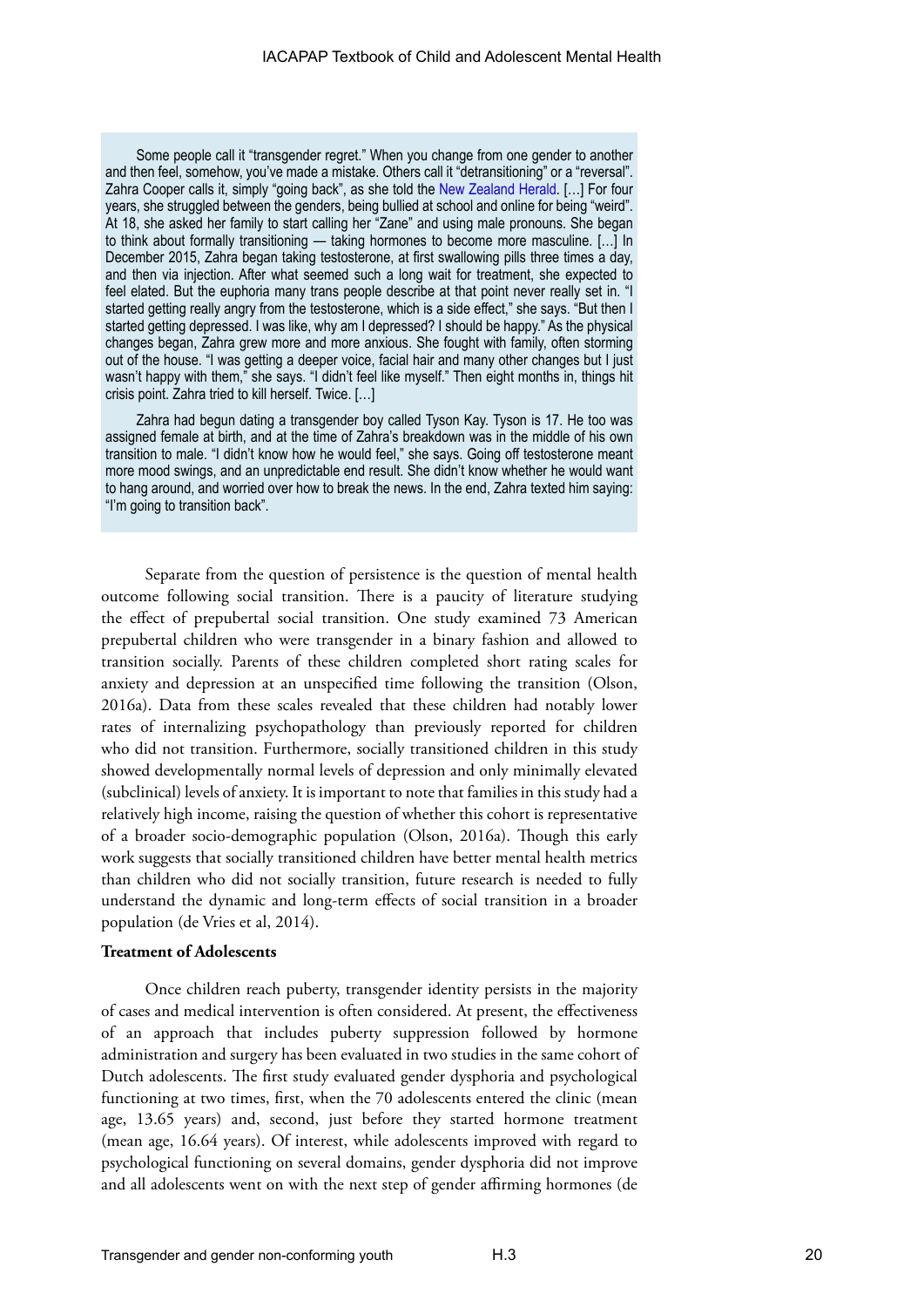> Some people call it "transgender regret." When you change from one gender to another and then feel, somehow, you've made a mistake. Others call it "detransitioning" or a "reversal". Zahra Cooper calls it, simply "going back", as she told the New Zealand Herald. […] For four years, she struggled between the genders, being bullied at school and online for being "weird". At 18, she asked her family to start calling her "Zane" and using male pronouns. She began to think about formally transitioning — taking hormones to become more masculine. […] In December 2015, Zahra began taking testosterone, at first swallowing pills three times a day, and then via injection. After what seemed such a long wait for treatment, she expected to feel elated. But the euphoria many trans people describe at that point never really set in. "I started getting really angry from the testosterone, which is a side effect," she says. "But then I started getting depressed. I was like, why am I depressed? I should be happy." As the physical changes began, Zahra grew more and more anxious. She fought with family, often storming out of the house. "I was getting a deeper voice, facial hair and many other changes but I just wasn't happy with them," she says. "I didn't feel like myself." Then eight months in, things hit crisis point. Zahra tried to kill herself. Twice. […]
>
> Zahra had begun dating a transgender boy called Tyson Kay. Tyson is 17. He too was assigned female at birth, and at the time of Zahra's breakdown was in the middle of his own transition to male. "I didn't know how he would feel," she says. Going off testosterone meant more mood swings, and an unpredictable end result. She didn't know whether he would want to hang around, and worried over how to break the news. In the end, Zahra texted him saying: "I'm going to transition back".

Separate from the question of persistence is the question of mental health outcome following social transition. There is a paucity of literature studying the effect of prepubertal social transition. One study examined 73 American prepubertal children who were transgender in a binary fashion and allowed to transition socially. Parents of these children completed short rating scales for anxiety and depression at an unspecified time following the transition (Olson, 2016a). Data from these scales revealed that these children had notably lower rates of internalizing psychopathology than previously reported for children who did not transition. Furthermore, socially transitioned children in this study showed developmentally normal levels of depression and only minimally elevated (subclinical) levels of anxiety. It is important to note that families in this study had a relatively high income, raising the question of whether this cohort is representative of a broader socio-demographic population (Olson, 2016a). Though this early work suggests that socially transitioned children have better mental health metrics than children who did not socially transition, future research is needed to fully understand the dynamic and long-term effects of social transition in a broader population (de Vries et al, 2014).

**Treatment of Adolescents**

Once children reach puberty, transgender identity persists in the majority of cases and medical intervention is often considered. At present, the effectiveness of an approach that includes puberty suppression followed by hormone administration and surgery has been evaluated in two studies in the same cohort of Dutch adolescents. The first study evaluated gender dysphoria and psychological functioning at two times, first, when the 70 adolescents entered the clinic (mean age, 13.65 years) and, second, just before they started hormone treatment (mean age, 16.64 years). Of interest, while adolescents improved with regard to psychological functioning on several domains, gender dysphoria did not improve and all adolescents went on with the next step of gender affirming hormones (de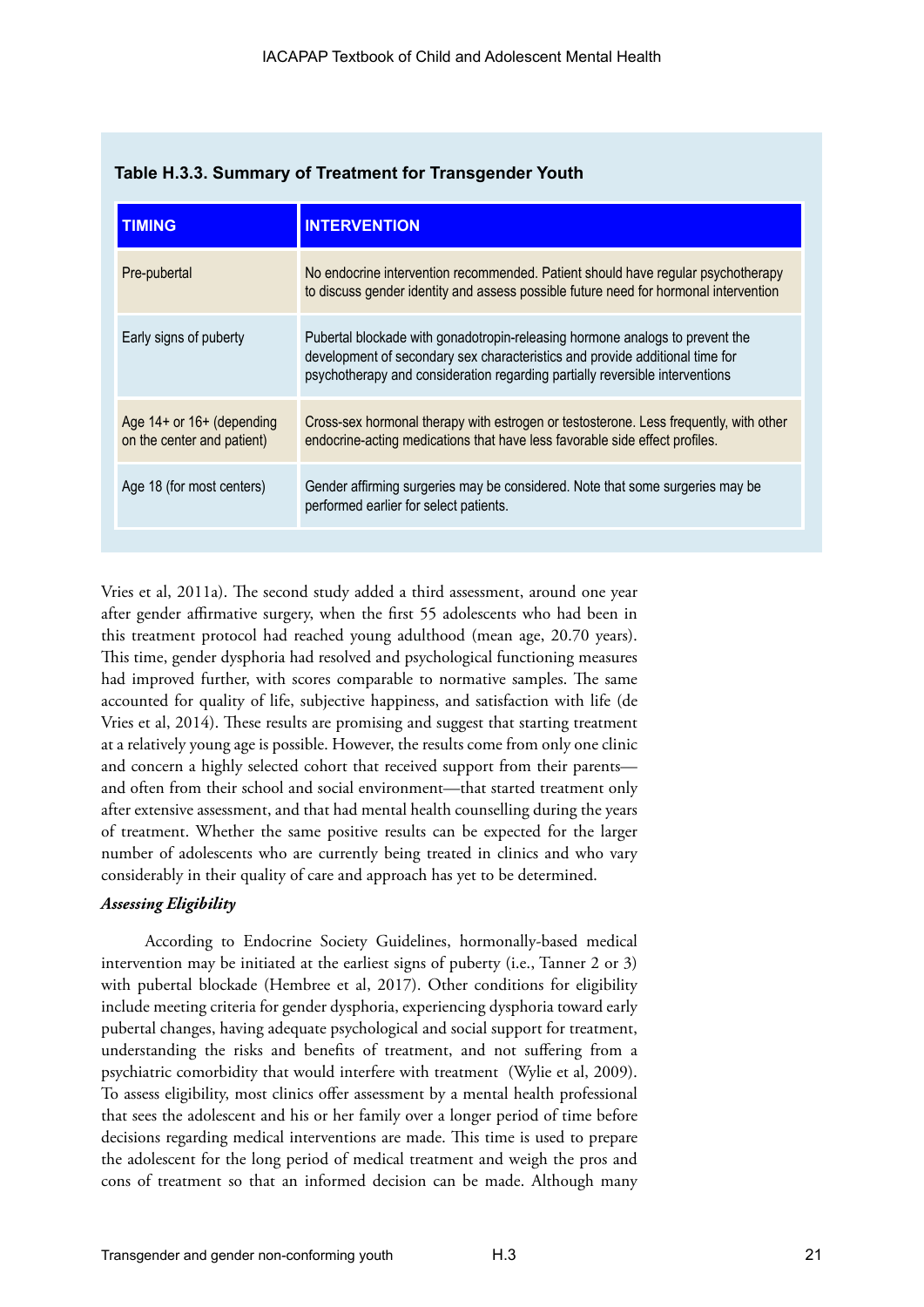**Table H.3.3. Summary of Treatment for Transgender Youth**

| TIMING | INTERVENTION |
| --- | --- |
| Pre-pubertal | No endocrine intervention recommended. Patient should have regular psychotherapy to discuss gender identity and assess possible future need for hormonal intervention |
| Early signs of puberty | Pubertal blockade with gonadotropin-releasing hormone analogs to prevent the development of secondary sex characteristics and provide additional time for psychotherapy and consideration regarding partially reversible interventions |
| Age 14+ or 16+ (depending on the center and patient) | Cross-sex hormonal therapy with estrogen or testosterone. Less frequently, with other endocrine-acting medications that have less favorable side effect profiles. |
| Age 18 (for most centers) | Gender affirming surgeries may be considered. Note that some surgeries may be performed earlier for select patients. |

Vries et al, 2011a). The second study added a third assessment, around one year after gender affirmative surgery, when the first 55 adolescents who had been in this treatment protocol had reached young adulthood (mean age, 20.70 years). This time, gender dysphoria had resolved and psychological functioning measures had improved further, with scores comparable to normative samples. The same accounted for quality of life, subjective happiness, and satisfaction with life (de Vries et al, 2014). These results are promising and suggest that starting treatment at a relatively young age is possible. However, the results come from only one clinic and concern a highly selected cohort that received support from their parents—and often from their school and social environment—that started treatment only after extensive assessment, and that had mental health counselling during the years of treatment. Whether the same positive results can be expected for the larger number of adolescents who are currently being treated in clinics and who vary considerably in their quality of care and approach has yet to be determined.

***Assessing Eligibility***

According to Endocrine Society Guidelines, hormonally-based medical intervention may be initiated at the earliest signs of puberty (i.e., Tanner 2 or 3) with pubertal blockade (Hembree et al, 2017). Other conditions for eligibility include meeting criteria for gender dysphoria, experiencing dysphoria toward early pubertal changes, having adequate psychological and social support for treatment, understanding the risks and benefits of treatment, and not suffering from a psychiatric comorbidity that would interfere with treatment (Wylie et al, 2009). To assess eligibility, most clinics offer assessment by a mental health professional that sees the adolescent and his or her family over a longer period of time before decisions regarding medical interventions are made. This time is used to prepare the adolescent for the long period of medical treatment and weigh the pros and cons of treatment so that an informed decision can be made. Although many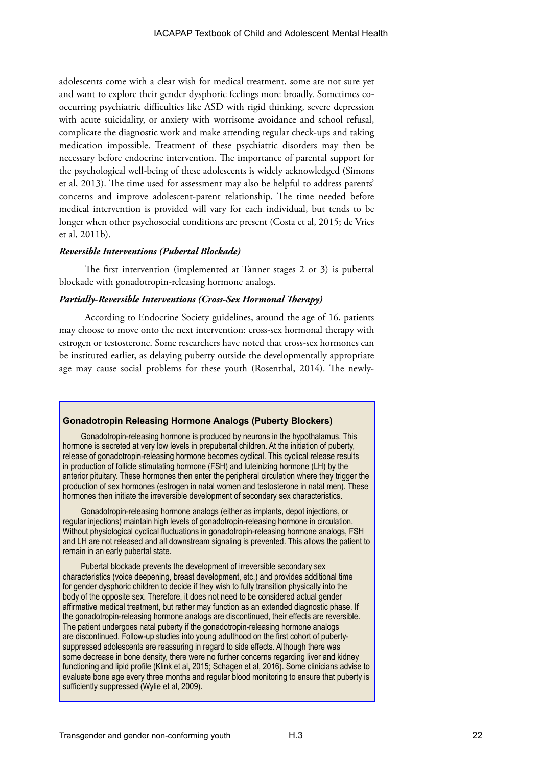adolescents come with a clear wish for medical treatment, some are not sure yet and want to explore their gender dysphoric feelings more broadly. Sometimes co-occurring psychiatric difficulties like ASD with rigid thinking, severe depression with acute suicidality, or anxiety with worrisome avoidance and school refusal, complicate the diagnostic work and make attending regular check-ups and taking medication impossible. Treatment of these psychiatric disorders may then be necessary before endocrine intervention. The importance of parental support for the psychological well-being of these adolescents is widely acknowledged (Simons et al, 2013). The time used for assessment may also be helpful to address parents' concerns and improve adolescent-parent relationship. The time needed before medical intervention is provided will vary for each individual, but tends to be longer when other psychosocial conditions are present (Costa et al, 2015; de Vries et al, 2011b).

***Reversible Interventions (Pubertal Blockade)***

The first intervention (implemented at Tanner stages 2 or 3) is pubertal blockade with gonadotropin-releasing hormone analogs.

***Partially-Reversible Interventions (Cross-Sex Hormonal Therapy)***

According to Endocrine Society guidelines, around the age of 16, patients may choose to move onto the next intervention: cross-sex hormonal therapy with estrogen or testosterone. Some researchers have noted that cross-sex hormones can be instituted earlier, as delaying puberty outside the developmentally appropriate age may cause social problems for these youth (Rosenthal, 2014). The newly-

**Gonadotropin Releasing Hormone Analogs (Puberty Blockers)**

Gonadotropin-releasing hormone is produced by neurons in the hypothalamus. This hormone is secreted at very low levels in prepubertal children. At the initiation of puberty, release of gonadotropin-releasing hormone becomes cyclical. This cyclical release results in production of follicle stimulating hormone (FSH) and luteinizing hormone (LH) by the anterior pituitary. These hormones then enter the peripheral circulation where they trigger the production of sex hormones (estrogen in natal women and testosterone in natal men). These hormones then initiate the irreversible development of secondary sex characteristics.

Gonadotropin-releasing hormone analogs (either as implants, depot injections, or regular injections) maintain high levels of gonadotropin-releasing hormone in circulation. Without physiological cyclical fluctuations in gonadotropin-releasing hormone analogs, FSH and LH are not released and all downstream signaling is prevented. This allows the patient to remain in an early pubertal state.

Pubertal blockade prevents the development of irreversible secondary sex characteristics (voice deepening, breast development, etc.) and provides additional time for gender dysphoric children to decide if they wish to fully transition physically into the body of the opposite sex. Therefore, it does not need to be considered actual gender affirmative medical treatment, but rather may function as an extended diagnostic phase. If the gonadotropin-releasing hormone analogs are discontinued, their effects are reversible. The patient undergoes natal puberty if the gonadotropin-releasing hormone analogs are discontinued. Follow-up studies into young adulthood on the first cohort of puberty-suppressed adolescents are reassuring in regard to side effects. Although there was some decrease in bone density, there were no further concerns regarding liver and kidney functioning and lipid profile (Klink et al, 2015; Schagen et al, 2016). Some clinicians advise to evaluate bone age every three months and regular blood monitoring to ensure that puberty is sufficiently suppressed (Wylie et al, 2009).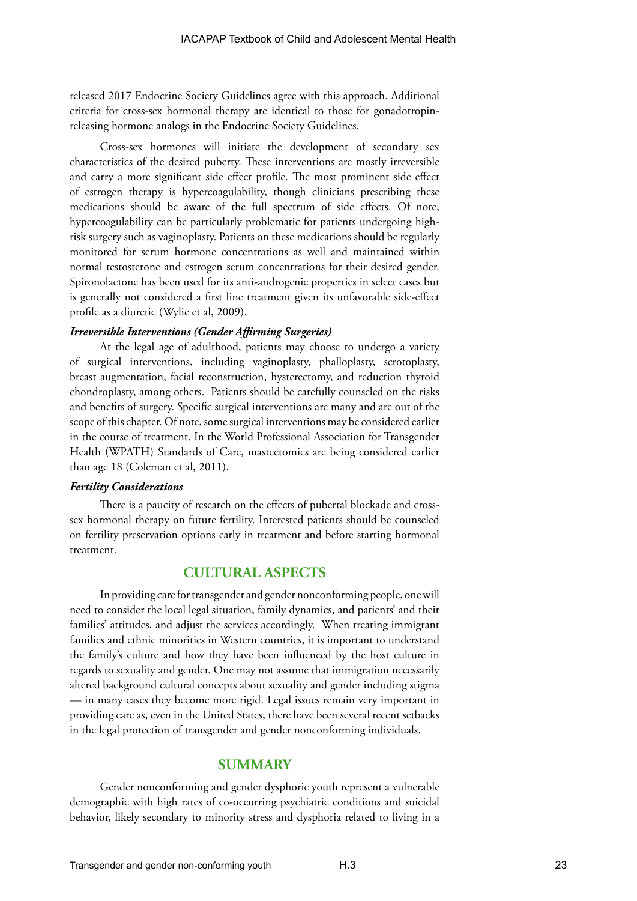released 2017 Endocrine Society Guidelines agree with this approach. Additional criteria for cross-sex hormonal therapy are identical to those for gonadotropin-releasing hormone analogs in the Endocrine Society Guidelines.

Cross-sex hormones will initiate the development of secondary sex characteristics of the desired puberty. These interventions are mostly irreversible and carry a more significant side effect profile. The most prominent side effect of estrogen therapy is hypercoagulability, though clinicians prescribing these medications should be aware of the full spectrum of side effects. Of note, hypercoagulability can be particularly problematic for patients undergoing high-risk surgery such as vaginoplasty. Patients on these medications should be regularly monitored for serum hormone concentrations as well and maintained within normal testosterone and estrogen serum concentrations for their desired gender. Spironolactone has been used for its anti-androgenic properties in select cases but is generally not considered a first line treatment given its unfavorable side-effect profile as a diuretic (Wylie et al, 2009).

***Irreversible Interventions (Gender Affirming Surgeries)***

At the legal age of adulthood, patients may choose to undergo a variety of surgical interventions, including vaginoplasty, phalloplasty, scrotoplasty, breast augmentation, facial reconstruction, hysterectomy, and reduction thyroid chondroplasty, among others. Patients should be carefully counseled on the risks and benefits of surgery. Specific surgical interventions are many and are out of the scope of this chapter. Of note, some surgical interventions may be considered earlier in the course of treatment. In the World Professional Association for Transgender Health (WPATH) Standards of Care, mastectomies are being considered earlier than age 18 (Coleman et al, 2011).

***Fertility Considerations***

There is a paucity of research on the effects of pubertal blockade and cross-sex hormonal therapy on future fertility. Interested patients should be counseled on fertility preservation options early in treatment and before starting hormonal treatment.

## CULTURAL ASPECTS

In providing care for transgender and gender nonconforming people, one will need to consider the local legal situation, family dynamics, and patients' and their families' attitudes, and adjust the services accordingly. When treating immigrant families and ethnic minorities in Western countries, it is important to understand the family's culture and how they have been influenced by the host culture in regards to sexuality and gender. One may not assume that immigration necessarily altered background cultural concepts about sexuality and gender including stigma — in many cases they become more rigid. Legal issues remain very important in providing care as, even in the United States, there have been several recent setbacks in the legal protection of transgender and gender nonconforming individuals.

## SUMMARY

Gender nonconforming and gender dysphoric youth represent a vulnerable demographic with high rates of co-occurring psychiatric conditions and suicidal behavior, likely secondary to minority stress and dysphoria related to living in a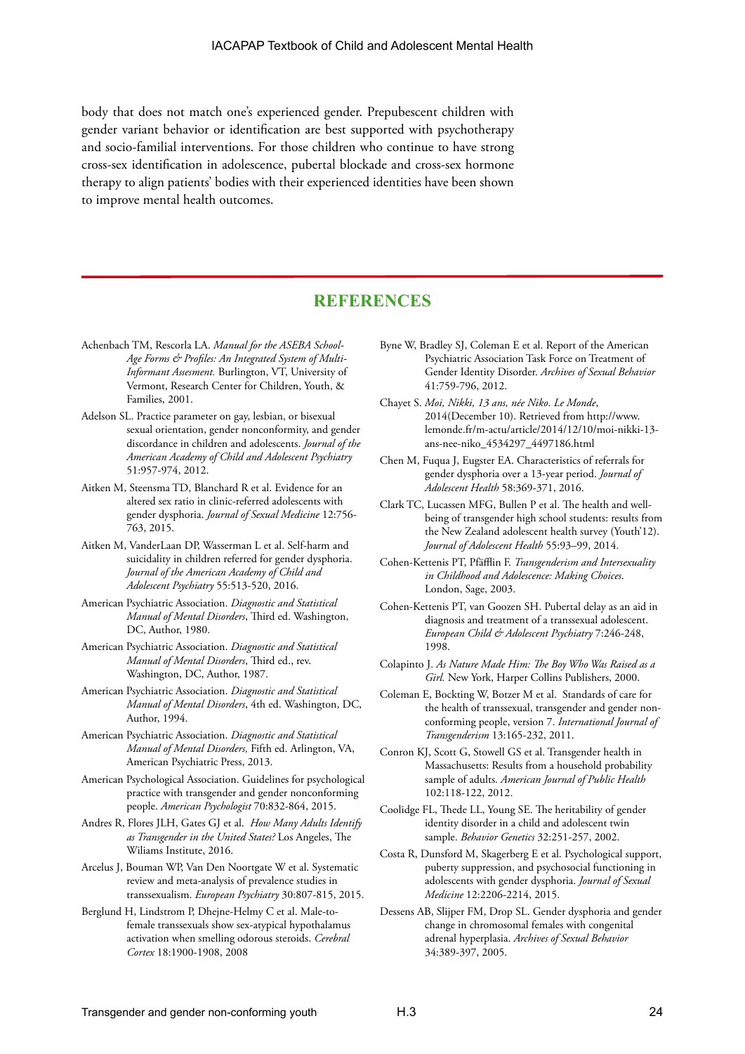body that does not match one's experienced gender. Prepubescent children with gender variant behavior or identification are best supported with psychotherapy and socio-familial interventions. For those children who continue to have strong cross-sex identification in adolescence, pubertal blockade and cross-sex hormone therapy to align patients' bodies with their experienced identities have been shown to improve mental health outcomes.

## REFERENCES

Achenbach TM, Rescorla LA. *Manual for the ASEBA School-Age Forms & Profiles: An Integrated System of Multi-Informant Assesment.* Burlington, VT, University of Vermont, Research Center for Children, Youth, & Families, 2001.

Adelson SL. Practice parameter on gay, lesbian, or bisexual sexual orientation, gender nonconformity, and gender discordance in children and adolescents. *Journal of the American Academy of Child and Adolescent Psychiatry* 51:957-974, 2012.

Aitken M, Steensma TD, Blanchard R et al. Evidence for an altered sex ratio in clinic-referred adolescents with gender dysphoria. *Journal of Sexual Medicine* 12:756-763, 2015.

Aitken M, VanderLaan DP, Wasserman L et al. Self-harm and suicidality in children referred for gender dysphoria. *Journal of the American Academy of Child and Adolescent Psychiatry* 55:513-520, 2016.

American Psychiatric Association. *Diagnostic and Statistical Manual of Mental Disorders*, Third ed. Washington, DC, Author, 1980.

American Psychiatric Association. *Diagnostic and Statistical Manual of Mental Disorders*, Third ed., rev. Washington, DC, Author, 1987.

American Psychiatric Association. *Diagnostic and Statistical Manual of Mental Disorders*, 4th ed. Washington, DC, Author, 1994.

American Psychiatric Association. *Diagnostic and Statistical Manual of Mental Disorders,* Fifth ed. Arlington, VA, American Psychiatric Press, 2013.

American Psychological Association. Guidelines for psychological practice with transgender and gender nonconforming people. *American Psychologist* 70:832-864, 2015.

Andres R, Flores JLH, Gates GJ et al. *How Many Adults Identify as Transgender in the United States?* Los Angeles, The Wiliams Institute, 2016.

Arcelus J, Bouman WP, Van Den Noortgate W et al. Systematic review and meta-analysis of prevalence studies in transsexualism. *European Psychiatry* 30:807-815, 2015.

Berglund H, Lindstrom P, Dhejne-Helmy C et al. Male-to-female transsexuals show sex-atypical hypothalamus activation when smelling odorous steroids. *Cerebral Cortex* 18:1900-1908, 2008

Byne W, Bradley SJ, Coleman E et al. Report of the American Psychiatric Association Task Force on Treatment of Gender Identity Disorder. *Archives of Sexual Behavior* 41:759-796, 2012.

Chayet S. *Moi, Nikki, 13 ans, née Niko. Le Monde*, 2014(December 10). Retrieved from http://www.lemonde.fr/m-actu/article/2014/12/10/moi-nikki-13-ans-nee-niko_4534297_4497186.html

Chen M, Fuqua J, Eugster EA. Characteristics of referrals for gender dysphoria over a 13-year period. *Journal of Adolescent Health* 58:369-371, 2016.

Clark TC, Lucassen MFG, Bullen P et al. The health and well-being of transgender high school students: results from the New Zealand adolescent health survey (Youth'12). *Journal of Adolescent Health* 55:93–99, 2014.

Cohen-Kettenis PT, Pfäfflin F. *Transgenderism and Intersexuality in Childhood and Adolescence: Making Choices*. London, Sage, 2003.

Cohen-Kettenis PT, van Goozen SH. Pubertal delay as an aid in diagnosis and treatment of a transsexual adolescent. *European Child & Adolescent Psychiatry* 7:246-248, 1998.

Colapinto J. *As Nature Made Him: The Boy Who Was Raised as a Girl.* New York, Harper Collins Publishers, 2000.

Coleman E, Bockting W, Botzer M et al. Standards of care for the health of transsexual, transgender and gender non-conforming people, version 7. *International Journal of Transgenderism* 13:165-232, 2011.

Conron KJ, Scott G, Stowell GS et al. Transgender health in Massachusetts: Results from a household probability sample of adults. *American Journal of Public Health* 102:118-122, 2012.

Coolidge FL, Thede LL, Young SE. The heritability of gender identity disorder in a child and adolescent twin sample. *Behavior Genetics* 32:251-257, 2002.

Costa R, Dunsford M, Skagerberg E et al. Psychological support, puberty suppression, and psychosocial functioning in adolescents with gender dysphoria. *Journal of Sexual Medicine* 12:2206-2214, 2015.

Dessens AB, Slijper FM, Drop SL. Gender dysphoria and gender change in chromosomal females with congenital adrenal hyperplasia. *Archives of Sexual Behavior* 34:389-397, 2005.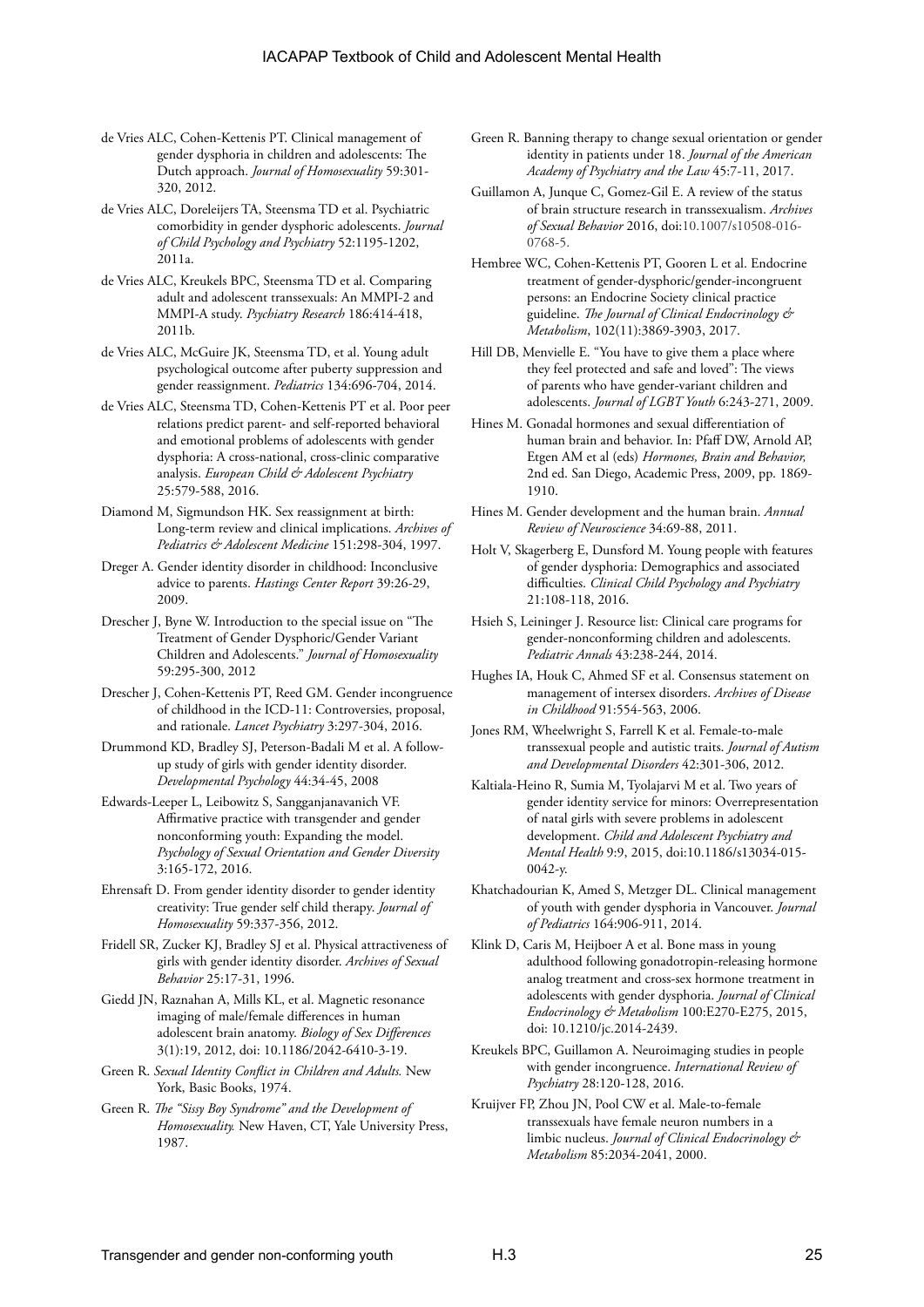de Vries ALC, Cohen-Kettenis PT. Clinical management of gender dysphoria in children and adolescents: The Dutch approach. *Journal of Homosexuality* 59:301-320, 2012.

de Vries ALC, Doreleijers TA, Steensma TD et al. Psychiatric comorbidity in gender dysphoric adolescents. *Journal of Child Psychology and Psychiatry* 52:1195-1202, 2011a.

de Vries ALC, Kreukels BPC, Steensma TD et al. Comparing adult and adolescent transsexuals: An MMPI-2 and MMPI-A study. *Psychiatry Research* 186:414-418, 2011b.

de Vries ALC, McGuire JK, Steensma TD, et al. Young adult psychological outcome after puberty suppression and gender reassignment. *Pediatrics* 134:696-704, 2014.

de Vries ALC, Steensma TD, Cohen-Kettenis PT et al. Poor peer relations predict parent- and self-reported behavioral and emotional problems of adolescents with gender dysphoria: A cross-national, cross-clinic comparative analysis. *European Child & Adolescent Psychiatry* 25:579-588, 2016.

Diamond M, Sigmundson HK. Sex reassignment at birth: Long-term review and clinical implications. *Archives of Pediatrics & Adolescent Medicine* 151:298-304, 1997.

Dreger A. Gender identity disorder in childhood: Inconclusive advice to parents. *Hastings Center Report* 39:26-29, 2009.

Drescher J, Byne W. Introduction to the special issue on "The Treatment of Gender Dysphoric/Gender Variant Children and Adolescents." *Journal of Homosexuality* 59:295-300, 2012

Drescher J, Cohen-Kettenis PT, Reed GM. Gender incongruence of childhood in the ICD-11: Controversies, proposal, and rationale. *Lancet Psychiatry* 3:297-304, 2016.

Drummond KD, Bradley SJ, Peterson-Badali M et al. A follow-up study of girls with gender identity disorder. *Developmental Psychology* 44:34-45, 2008

Edwards-Leeper L, Leibowitz S, Sangganjanavanich VF. Affirmative practice with transgender and gender nonconforming youth: Expanding the model. *Psychology of Sexual Orientation and Gender Diversity* 3:165-172, 2016.

Ehrensaft D. From gender identity disorder to gender identity creativity: True gender self child therapy. *Journal of Homosexuality* 59:337-356, 2012.

Fridell SR, Zucker KJ, Bradley SJ et al. Physical attractiveness of girls with gender identity disorder. *Archives of Sexual Behavior* 25:17-31, 1996.

Giedd JN, Raznahan A, Mills KL, et al. Magnetic resonance imaging of male/female differences in human adolescent brain anatomy. *Biology of Sex Differences* 3(1):19, 2012, doi: 10.1186/2042-6410-3-19.

Green R. *Sexual Identity Conflict in Children and Adults.* New York, Basic Books, 1974.

Green R. *The "Sissy Boy Syndrome" and the Development of Homosexuality.* New Haven, CT, Yale University Press, 1987.

Green R. Banning therapy to change sexual orientation or gender identity in patients under 18. *Journal of the American Academy of Psychiatry and the Law* 45:7-11, 2017.

Guillamon A, Junque C, Gomez-Gil E. A review of the status of brain structure research in transsexualism. *Archives of Sexual Behavior* 2016, doi:10.1007/s10508-016-0768-5.

Hembree WC, Cohen-Kettenis PT, Gooren L et al. Endocrine treatment of gender-dysphoric/gender-incongruent persons: an Endocrine Society clinical practice guideline. *The Journal of Clinical Endocrinology & Metabolism*, 102(11):3869-3903, 2017.

Hill DB, Menvielle E. "You have to give them a place where they feel protected and safe and loved": The views of parents who have gender-variant children and adolescents. *Journal of LGBT Youth* 6:243-271, 2009.

Hines M. Gonadal hormones and sexual differentiation of human brain and behavior. In: Pfaff DW, Arnold AP, Etgen AM et al (eds) *Hormones, Brain and Behavior,* 2nd ed. San Diego, Academic Press, 2009, pp. 1869-1910.

Hines M. Gender development and the human brain. *Annual Review of Neuroscience* 34:69-88, 2011.

Holt V, Skagerberg E, Dunsford M. Young people with features of gender dysphoria: Demographics and associated difficulties. *Clinical Child Psychology and Psychiatry* 21:108-118, 2016.

Hsieh S, Leininger J. Resource list: Clinical care programs for gender-nonconforming children and adolescents. *Pediatric Annals* 43:238-244, 2014.

Hughes IA, Houk C, Ahmed SF et al. Consensus statement on management of intersex disorders. *Archives of Disease in Childhood* 91:554-563, 2006.

Jones RM, Wheelwright S, Farrell K et al. Female-to-male transsexual people and autistic traits. *Journal of Autism and Developmental Disorders* 42:301-306, 2012.

Kaltiala-Heino R, Sumia M, Tyolajarvi M et al. Two years of gender identity service for minors: Overrepresentation of natal girls with severe problems in adolescent development. *Child and Adolescent Psychiatry and Mental Health* 9:9, 2015, doi:10.1186/s13034-015-0042-y.

Khatchadourian K, Amed S, Metzger DL. Clinical management of youth with gender dysphoria in Vancouver. *Journal of Pediatrics* 164:906-911, 2014.

Klink D, Caris M, Heijboer A et al. Bone mass in young adulthood following gonadotropin-releasing hormone analog treatment and cross-sex hormone treatment in adolescents with gender dysphoria. *Journal of Clinical Endocrinology & Metabolism* 100:E270-E275, 2015, doi: 10.1210/jc.2014-2439.

Kreukels BPC, Guillamon A. Neuroimaging studies in people with gender incongruence. *International Review of Psychiatry* 28:120-128, 2016.

Kruijver FP, Zhou JN, Pool CW et al. Male-to-female transsexuals have female neuron numbers in a limbic nucleus. *Journal of Clinical Endocrinology & Metabolism* 85:2034-2041, 2000.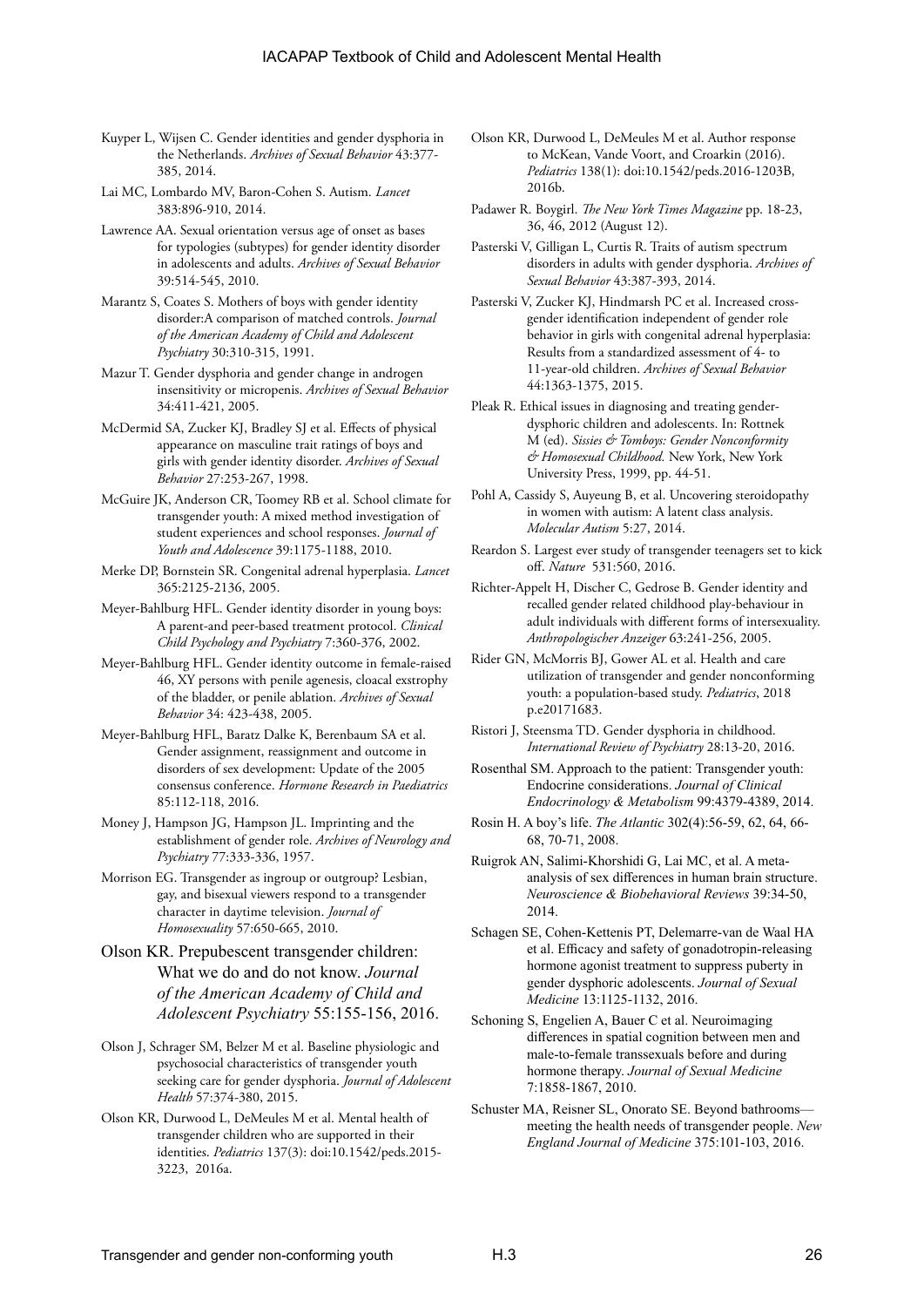Kuyper L, Wijsen C. Gender identities and gender dysphoria in the Netherlands. *Archives of Sexual Behavior* 43:377-385, 2014.

Lai MC, Lombardo MV, Baron-Cohen S. Autism. *Lancet* 383:896-910, 2014.

Lawrence AA. Sexual orientation versus age of onset as bases for typologies (subtypes) for gender identity disorder in adolescents and adults. *Archives of Sexual Behavior* 39:514-545, 2010.

Marantz S, Coates S. Mothers of boys with gender identity disorder:A comparison of matched controls. *Journal of the American Academy of Child and Adolescent Psychiatry* 30:310-315, 1991.

Mazur T. Gender dysphoria and gender change in androgen insensitivity or micropenis. *Archives of Sexual Behavior* 34:411-421, 2005.

McDermid SA, Zucker KJ, Bradley SJ et al. Effects of physical appearance on masculine trait ratings of boys and girls with gender identity disorder. *Archives of Sexual Behavior* 27:253-267, 1998.

McGuire JK, Anderson CR, Toomey RB et al. School climate for transgender youth: A mixed method investigation of student experiences and school responses. *Journal of Youth and Adolescence* 39:1175-1188, 2010.

Merke DP, Bornstein SR. Congenital adrenal hyperplasia. *Lancet* 365:2125-2136, 2005.

Meyer-Bahlburg HFL. Gender identity disorder in young boys: A parent-and peer-based treatment protocol. *Clinical Child Psychology and Psychiatry* 7:360-376, 2002.

Meyer-Bahlburg HFL. Gender identity outcome in female-raised 46, XY persons with penile agenesis, cloacal exstrophy of the bladder, or penile ablation. *Archives of Sexual Behavior* 34: 423-438, 2005.

Meyer-Bahlburg HFL, Baratz Dalke K, Berenbaum SA et al. Gender assignment, reassignment and outcome in disorders of sex development: Update of the 2005 consensus conference. *Hormone Research in Paediatrics* 85:112-118, 2016.

Money J, Hampson JG, Hampson JL. Imprinting and the establishment of gender role. *Archives of Neurology and Psychiatry* 77:333-336, 1957.

Morrison EG. Transgender as ingroup or outgroup? Lesbian, gay, and bisexual viewers respond to a transgender character in daytime television. *Journal of Homosexuality* 57:650-665, 2010.

Olson KR. Prepubescent transgender children: What we do and do not know. *Journal of the American Academy of Child and Adolescent Psychiatry* 55:155-156, 2016.

Olson J, Schrager SM, Belzer M et al. Baseline physiologic and psychosocial characteristics of transgender youth seeking care for gender dysphoria. *Journal of Adolescent Health* 57:374-380, 2015.

Olson KR, Durwood L, DeMeules M et al. Mental health of transgender children who are supported in their identities. *Pediatrics* 137(3): doi:10.1542/peds.2015-3223, 2016a.

Olson KR, Durwood L, DeMeules M et al. Author response to McKean, Vande Voort, and Croarkin (2016). *Pediatrics* 138(1): doi:10.1542/peds.2016-1203B, 2016b.

Padawer R. Boygirl. *The New York Times Magazine* pp. 18-23, 36, 46, 2012 (August 12).

Pasterski V, Gilligan L, Curtis R. Traits of autism spectrum disorders in adults with gender dysphoria. *Archives of Sexual Behavior* 43:387-393, 2014.

Pasterski V, Zucker KJ, Hindmarsh PC et al. Increased cross-gender identification independent of gender role behavior in girls with congenital adrenal hyperplasia: Results from a standardized assessment of 4- to 11-year-old children. *Archives of Sexual Behavior* 44:1363-1375, 2015.

Pleak R. Ethical issues in diagnosing and treating gender-dysphoric children and adolescents. In: Rottnek M (ed). *Sissies & Tomboys: Gender Nonconformity & Homosexual Childhood.* New York, New York University Press, 1999, pp. 44-51.

Pohl A, Cassidy S, Auyeung B, et al. Uncovering steroidopathy in women with autism: A latent class analysis. *Molecular Autism* 5:27, 2014.

Reardon S. Largest ever study of transgender teenagers set to kick off. *Nature* 531:560, 2016.

Richter-Appelt H, Discher C, Gedrose B. Gender identity and recalled gender related childhood play-behaviour in adult individuals with different forms of intersexuality. *Anthropologischer Anzeiger* 63:241-256, 2005.

Rider GN, McMorris BJ, Gower AL et al. Health and care utilization of transgender and gender nonconforming youth: a population-based study. *Pediatrics*, 2018 p.e20171683.

Ristori J, Steensma TD. Gender dysphoria in childhood. *International Review of Psychiatry* 28:13-20, 2016.

Rosenthal SM. Approach to the patient: Transgender youth: Endocrine considerations. *Journal of Clinical Endocrinology & Metabolism* 99:4379-4389, 2014.

Rosin H. A boy's life. *The Atlantic* 302(4):56-59, 62, 64, 66-68, 70-71, 2008.

Ruigrok AN, Salimi-Khorshidi G, Lai MC, et al. A meta-analysis of sex differences in human brain structure. *Neuroscience & Biobehavioral Reviews* 39:34-50, 2014.

Schagen SE, Cohen-Kettenis PT, Delemarre-van de Waal HA et al. Efficacy and safety of gonadotropin-releasing hormone agonist treatment to suppress puberty in gender dysphoric adolescents. *Journal of Sexual Medicine* 13:1125-1132, 2016.

Schoning S, Engelien A, Bauer C et al. Neuroimaging differences in spatial cognition between men and male-to-female transsexuals before and during hormone therapy. *Journal of Sexual Medicine* 7:1858-1867, 2010.

Schuster MA, Reisner SL, Onorato SE. Beyond bathrooms—meeting the health needs of transgender people. *New England Journal of Medicine* 375:101-103, 2016.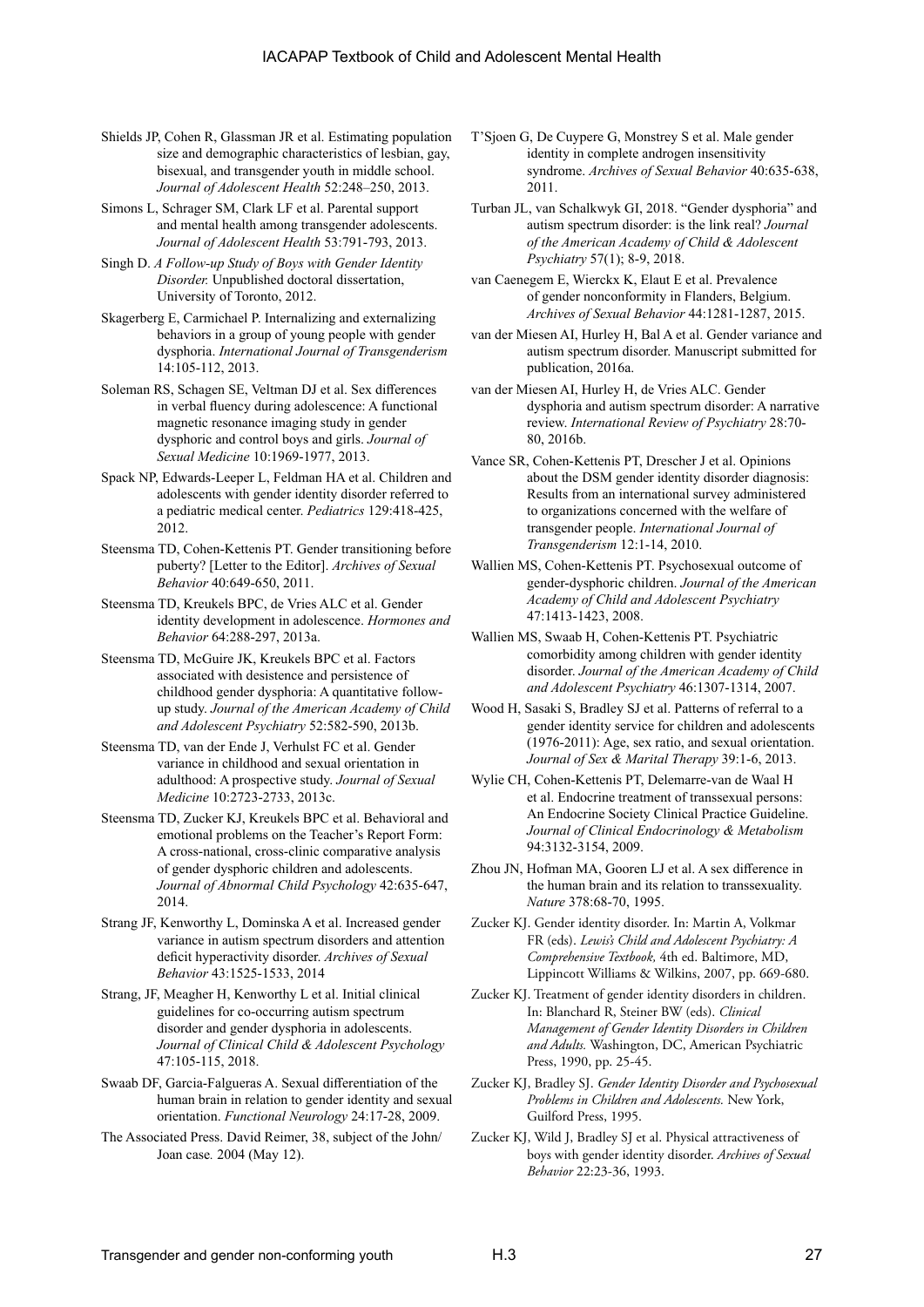Shields JP, Cohen R, Glassman JR et al. Estimating population size and demographic characteristics of lesbian, gay, bisexual, and transgender youth in middle school. *Journal of Adolescent Health* 52:248–250, 2013.

Simons L, Schrager SM, Clark LF et al. Parental support and mental health among transgender adolescents. *Journal of Adolescent Health* 53:791-793, 2013.

Singh D. *A Follow-up Study of Boys with Gender Identity Disorder.* Unpublished doctoral dissertation, University of Toronto, 2012.

Skagerberg E, Carmichael P. Internalizing and externalizing behaviors in a group of young people with gender dysphoria. *International Journal of Transgenderism* 14:105-112, 2013.

Soleman RS, Schagen SE, Veltman DJ et al. Sex differences in verbal fluency during adolescence: A functional magnetic resonance imaging study in gender dysphoric and control boys and girls. *Journal of Sexual Medicine* 10:1969-1977, 2013.

Spack NP, Edwards-Leeper L, Feldman HA et al. Children and adolescents with gender identity disorder referred to a pediatric medical center. *Pediatrics* 129:418-425, 2012.

Steensma TD, Cohen-Kettenis PT. Gender transitioning before puberty? [Letter to the Editor]. *Archives of Sexual Behavior* 40:649-650, 2011.

Steensma TD, Kreukels BPC, de Vries ALC et al. Gender identity development in adolescence. *Hormones and Behavior* 64:288-297, 2013a.

Steensma TD, McGuire JK, Kreukels BPC et al. Factors associated with desistence and persistence of childhood gender dysphoria: A quantitative follow-up study. *Journal of the American Academy of Child and Adolescent Psychiatry* 52:582-590, 2013b.

Steensma TD, van der Ende J, Verhulst FC et al. Gender variance in childhood and sexual orientation in adulthood: A prospective study. *Journal of Sexual Medicine* 10:2723-2733, 2013c.

Steensma TD, Zucker KJ, Kreukels BPC et al. Behavioral and emotional problems on the Teacher's Report Form: A cross-national, cross-clinic comparative analysis of gender dysphoric children and adolescents. *Journal of Abnormal Child Psychology* 42:635-647, 2014.

Strang JF, Kenworthy L, Dominska A et al. Increased gender variance in autism spectrum disorders and attention deficit hyperactivity disorder. *Archives of Sexual Behavior* 43:1525-1533, 2014

Strang, JF, Meagher H, Kenworthy L et al. Initial clinical guidelines for co-occurring autism spectrum disorder and gender dysphoria in adolescents. *Journal of Clinical Child & Adolescent Psychology* 47:105-115, 2018.

Swaab DF, Garcia-Falgueras A. Sexual differentiation of the human brain in relation to gender identity and sexual orientation. *Functional Neurology* 24:17-28, 2009.

The Associated Press. David Reimer, 38, subject of the John/Joan case*.* 2004 (May 12).

T'Sjoen G, De Cuypere G, Monstrey S et al. Male gender identity in complete androgen insensitivity syndrome. *Archives of Sexual Behavior* 40:635-638, 2011.

Turban JL, van Schalkwyk GI, 2018. "Gender dysphoria" and autism spectrum disorder: is the link real? *Journal of the American Academy of Child & Adolescent Psychiatry* 57(1); 8-9, 2018.

van Caenegem E, Wierckx K, Elaut E et al. Prevalence of gender nonconformity in Flanders, Belgium. *Archives of Sexual Behavior* 44:1281-1287, 2015.

van der Miesen AI, Hurley H, Bal A et al. Gender variance and autism spectrum disorder. Manuscript submitted for publication, 2016a.

van der Miesen AI, Hurley H, de Vries ALC. Gender dysphoria and autism spectrum disorder: A narrative review. *International Review of Psychiatry* 28:70-80, 2016b.

Vance SR, Cohen-Kettenis PT, Drescher J et al. Opinions about the DSM gender identity disorder diagnosis: Results from an international survey administered to organizations concerned with the welfare of transgender people. *International Journal of Transgenderism* 12:1-14, 2010.

Wallien MS, Cohen-Kettenis PT. Psychosexual outcome of gender-dysphoric children. *Journal of the American Academy of Child and Adolescent Psychiatry* 47:1413-1423, 2008.

Wallien MS, Swaab H, Cohen-Kettenis PT. Psychiatric comorbidity among children with gender identity disorder. *Journal of the American Academy of Child and Adolescent Psychiatry* 46:1307-1314, 2007.

Wood H, Sasaki S, Bradley SJ et al. Patterns of referral to a gender identity service for children and adolescents (1976-2011): Age, sex ratio, and sexual orientation. *Journal of Sex & Marital Therapy* 39:1-6, 2013.

Wylie CH, Cohen-Kettenis PT, Delemarre-van de Waal H et al. Endocrine treatment of transsexual persons: An Endocrine Society Clinical Practice Guideline. *Journal of Clinical Endocrinology & Metabolism* 94:3132-3154, 2009.

Zhou JN, Hofman MA, Gooren LJ et al. A sex difference in the human brain and its relation to transsexuality. *Nature* 378:68-70, 1995.

Zucker KJ. Gender identity disorder. In: Martin A, Volkmar FR (eds). *Lewis's Child and Adolescent Psychiatry: A Comprehensive Textbook,* 4th ed. Baltimore, MD, Lippincott Williams & Wilkins, 2007, pp. 669-680.

Zucker KJ. Treatment of gender identity disorders in children. In: Blanchard R, Steiner BW (eds). *Clinical Management of Gender Identity Disorders in Children and Adults.* Washington, DC, American Psychiatric Press, 1990, pp. 25-45.

Zucker KJ, Bradley SJ. *Gender Identity Disorder and Psychosexual Problems in Children and Adolescents.* New York, Guilford Press, 1995.

Zucker KJ, Wild J, Bradley SJ et al. Physical attractiveness of boys with gender identity disorder. *Archives of Sexual Behavior* 22:23-36, 1993.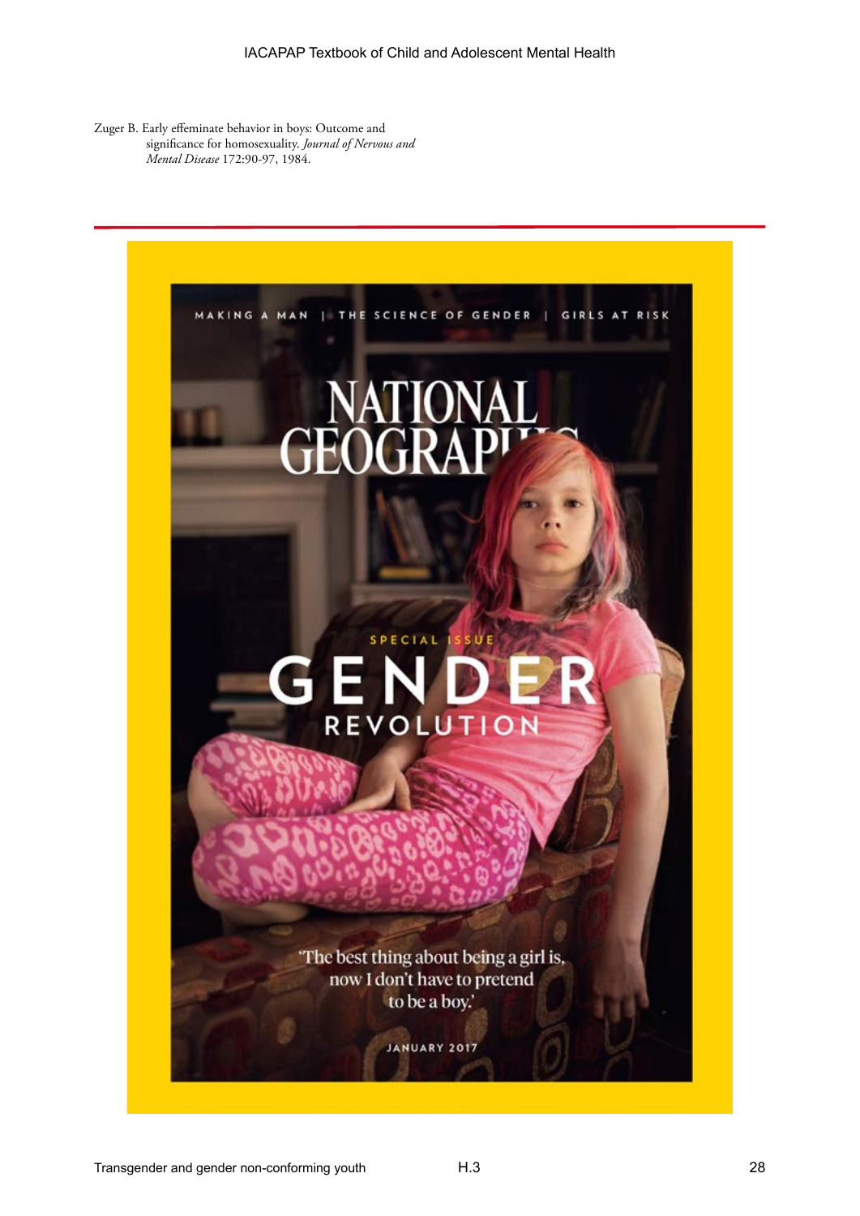Zuger B. Early effeminate behavior in boys: Outcome and significance for homosexuality. *Journal of Nervous and Mental Disease* 172:90-97, 1984.